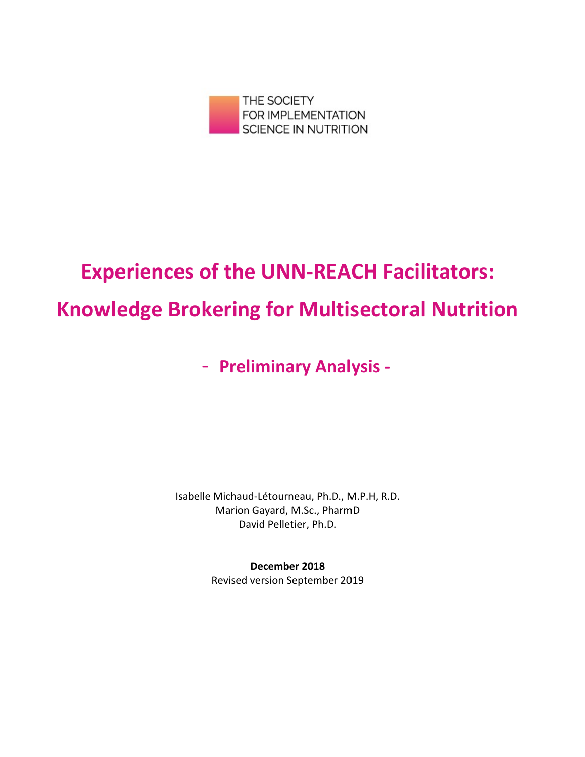THE SOCIETY FOR IMPLEMENTATION SCIENCE IN NUTRITION

# Experiences of the UNN-REACH Facilitators: Knowledge Brokering for Multisectoral Nutrition

## - Preliminary Analysis -

Isabelle Michaud-Létourneau, Ph.D., M.P.H, R.D.
Marion Gayard, M.Sc., PharmD
David Pelletier, Ph.D.

**December 2018**
Revised version September 2019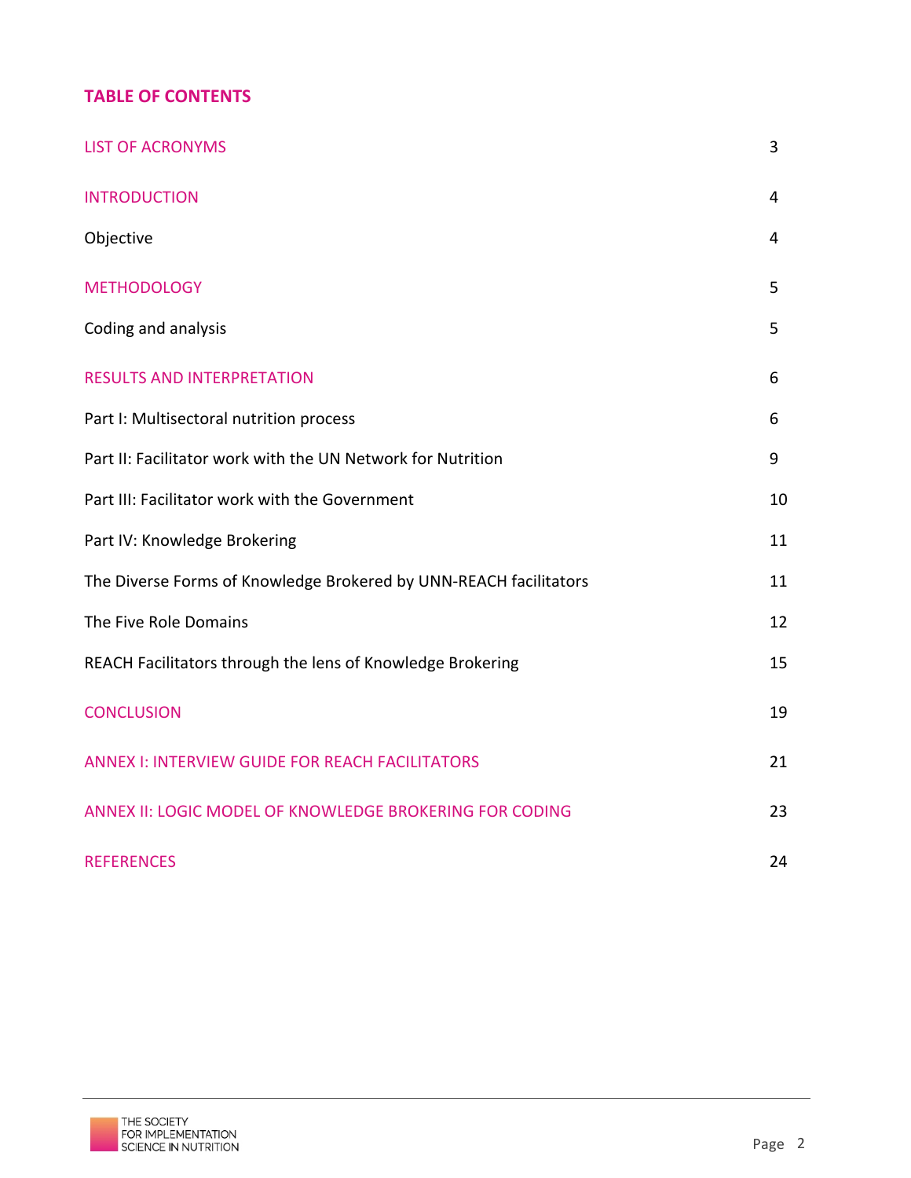## TABLE OF CONTENTS

| | |
|---|---|
| LIST OF ACRONYMS | 3 |
| INTRODUCTION | 4 |
| Objective | 4 |
| METHODOLOGY | 5 |
| Coding and analysis | 5 |
| RESULTS AND INTERPRETATION | 6 |
| Part I: Multisectoral nutrition process | 6 |
| Part II: Facilitator work with the UN Network for Nutrition | 9 |
| Part III: Facilitator work with the Government | 10 |
| Part IV: Knowledge Brokering | 11 |
| The Diverse Forms of Knowledge Brokered by UNN-REACH facilitators | 11 |
| The Five Role Domains | 12 |
| REACH Facilitators through the lens of Knowledge Brokering | 15 |
| CONCLUSION | 19 |
| ANNEX I: INTERVIEW GUIDE FOR REACH FACILITATORS | 21 |
| ANNEX II: LOGIC MODEL OF KNOWLEDGE BROKERING FOR CODING | 23 |
| REFERENCES | 24 |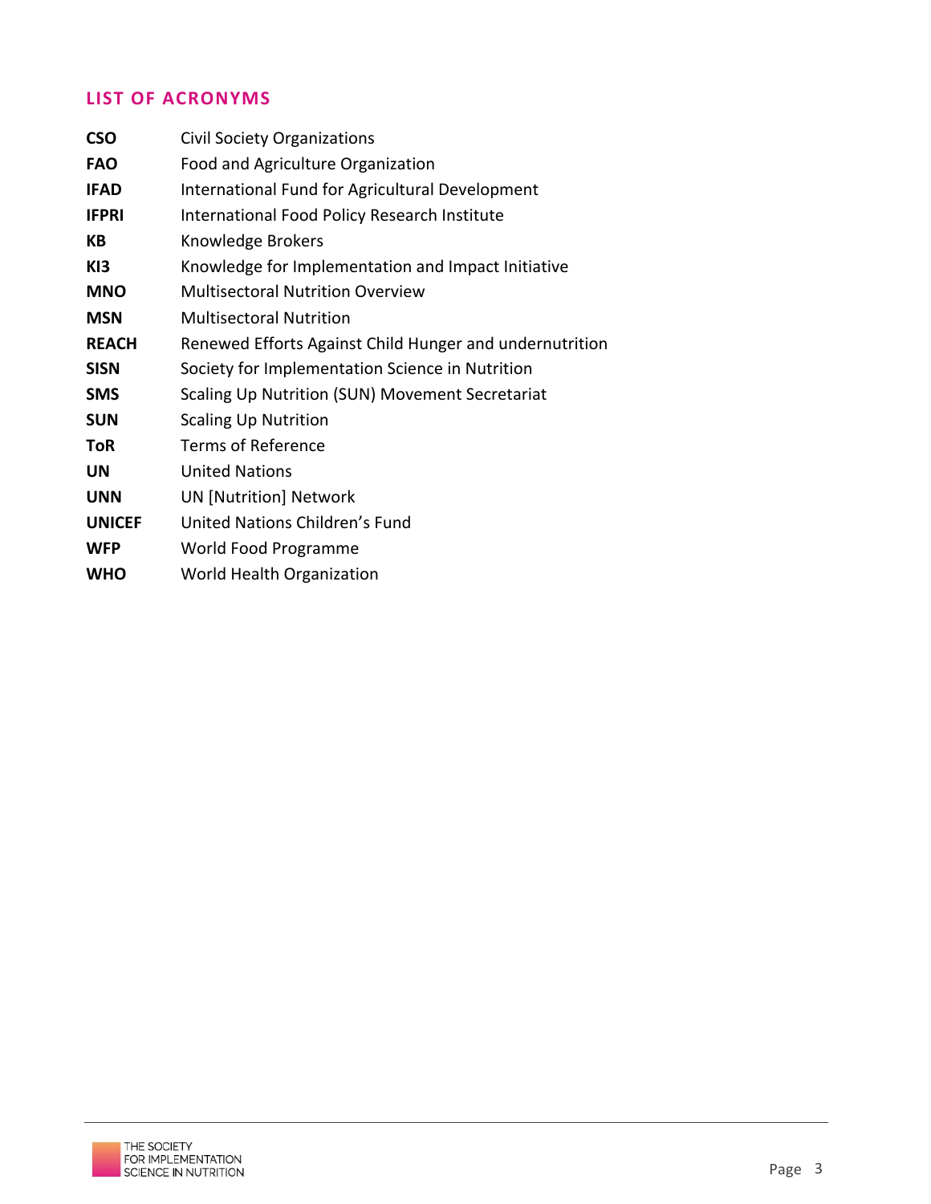## LIST OF ACRONYMS

| | |
|---|---|
| **CSO** | Civil Society Organizations |
| **FAO** | Food and Agriculture Organization |
| **IFAD** | International Fund for Agricultural Development |
| **IFPRI** | International Food Policy Research Institute |
| **KB** | Knowledge Brokers |
| **KI3** | Knowledge for Implementation and Impact Initiative |
| **MNO** | Multisectoral Nutrition Overview |
| **MSN** | Multisectoral Nutrition |
| **REACH** | Renewed Efforts Against Child Hunger and undernutrition |
| **SISN** | Society for Implementation Science in Nutrition |
| **SMS** | Scaling Up Nutrition (SUN) Movement Secretariat |
| **SUN** | Scaling Up Nutrition |
| **ToR** | Terms of Reference |
| **UN** | United Nations |
| **UNN** | UN [Nutrition] Network |
| **UNICEF** | United Nations Children's Fund |
| **WFP** | World Food Programme |
| **WHO** | World Health Organization |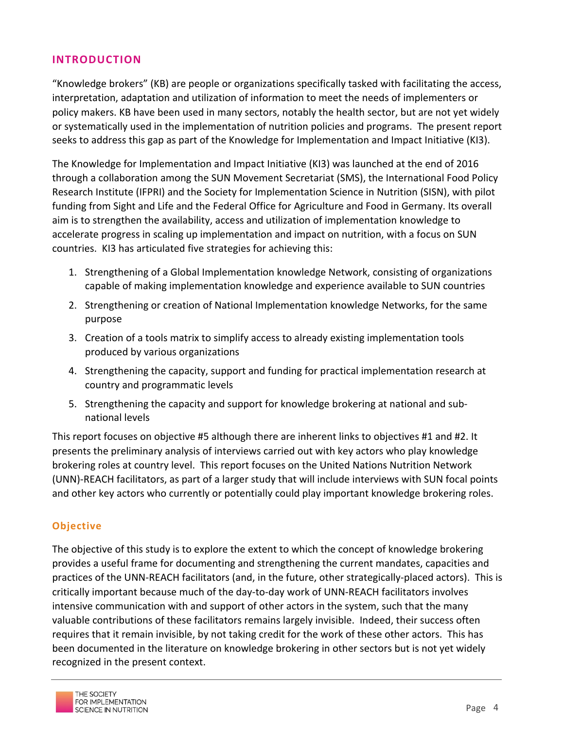## INTRODUCTION

"Knowledge brokers" (KB) are people or organizations specifically tasked with facilitating the access, interpretation, adaptation and utilization of information to meet the needs of implementers or policy makers. KB have been used in many sectors, notably the health sector, but are not yet widely or systematically used in the implementation of nutrition policies and programs. The present report seeks to address this gap as part of the Knowledge for Implementation and Impact Initiative (KI3).

The Knowledge for Implementation and Impact Initiative (KI3) was launched at the end of 2016 through a collaboration among the SUN Movement Secretariat (SMS), the International Food Policy Research Institute (IFPRI) and the Society for Implementation Science in Nutrition (SISN), with pilot funding from Sight and Life and the Federal Office for Agriculture and Food in Germany. Its overall aim is to strengthen the availability, access and utilization of implementation knowledge to accelerate progress in scaling up implementation and impact on nutrition, with a focus on SUN countries. KI3 has articulated five strategies for achieving this:

1. Strengthening of a Global Implementation knowledge Network, consisting of organizations capable of making implementation knowledge and experience available to SUN countries
2. Strengthening or creation of National Implementation knowledge Networks, for the same purpose
3. Creation of a tools matrix to simplify access to already existing implementation tools produced by various organizations
4. Strengthening the capacity, support and funding for practical implementation research at country and programmatic levels
5. Strengthening the capacity and support for knowledge brokering at national and sub-national levels

This report focuses on objective #5 although there are inherent links to objectives #1 and #2. It presents the preliminary analysis of interviews carried out with key actors who play knowledge brokering roles at country level. This report focuses on the United Nations Nutrition Network (UNN)-REACH facilitators, as part of a larger study that will include interviews with SUN focal points and other key actors who currently or potentially could play important knowledge brokering roles.

### Objective

The objective of this study is to explore the extent to which the concept of knowledge brokering provides a useful frame for documenting and strengthening the current mandates, capacities and practices of the UNN-REACH facilitators (and, in the future, other strategically-placed actors). This is critically important because much of the day-to-day work of UNN-REACH facilitators involves intensive communication with and support of other actors in the system, such that the many valuable contributions of these facilitators remains largely invisible. Indeed, their success often requires that it remain invisible, by not taking credit for the work of these other actors. This has been documented in the literature on knowledge brokering in other sectors but is not yet widely recognized in the present context.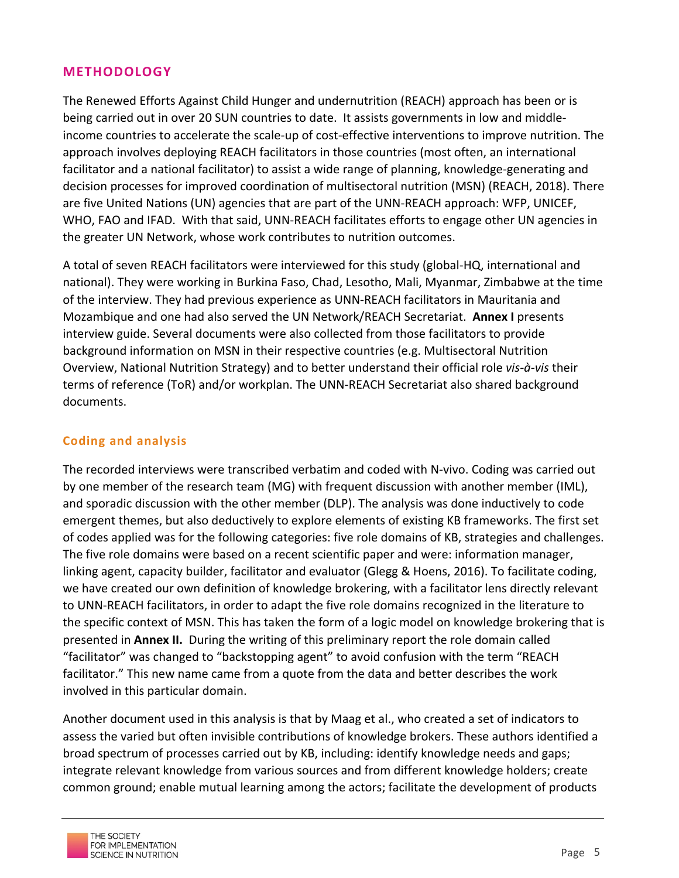## METHODOLOGY

The Renewed Efforts Against Child Hunger and undernutrition (REACH) approach has been or is being carried out in over 20 SUN countries to date. It assists governments in low and middle-income countries to accelerate the scale-up of cost-effective interventions to improve nutrition. The approach involves deploying REACH facilitators in those countries (most often, an international facilitator and a national facilitator) to assist a wide range of planning, knowledge-generating and decision processes for improved coordination of multisectoral nutrition (MSN) (REACH, 2018). There are five United Nations (UN) agencies that are part of the UNN-REACH approach: WFP, UNICEF, WHO, FAO and IFAD. With that said, UNN-REACH facilitates efforts to engage other UN agencies in the greater UN Network, whose work contributes to nutrition outcomes.

A total of seven REACH facilitators were interviewed for this study (global-HQ, international and national). They were working in Burkina Faso, Chad, Lesotho, Mali, Myanmar, Zimbabwe at the time of the interview. They had previous experience as UNN-REACH facilitators in Mauritania and Mozambique and one had also served the UN Network/REACH Secretariat. **Annex I** presents interview guide. Several documents were also collected from those facilitators to provide background information on MSN in their respective countries (e.g. Multisectoral Nutrition Overview, National Nutrition Strategy) and to better understand their official role *vis-à-vis* their terms of reference (ToR) and/or workplan. The UNN-REACH Secretariat also shared background documents.

### Coding and analysis

The recorded interviews were transcribed verbatim and coded with N-vivo. Coding was carried out by one member of the research team (MG) with frequent discussion with another member (IML), and sporadic discussion with the other member (DLP). The analysis was done inductively to code emergent themes, but also deductively to explore elements of existing KB frameworks. The first set of codes applied was for the following categories: five role domains of KB, strategies and challenges. The five role domains were based on a recent scientific paper and were: information manager, linking agent, capacity builder, facilitator and evaluator (Glegg & Hoens, 2016). To facilitate coding, we have created our own definition of knowledge brokering, with a facilitator lens directly relevant to UNN-REACH facilitators, in order to adapt the five role domains recognized in the literature to the specific context of MSN. This has taken the form of a logic model on knowledge brokering that is presented in **Annex II.** During the writing of this preliminary report the role domain called "facilitator" was changed to "backstopping agent" to avoid confusion with the term "REACH facilitator." This new name came from a quote from the data and better describes the work involved in this particular domain.

Another document used in this analysis is that by Maag et al., who created a set of indicators to assess the varied but often invisible contributions of knowledge brokers. These authors identified a broad spectrum of processes carried out by KB, including: identify knowledge needs and gaps; integrate relevant knowledge from various sources and from different knowledge holders; create common ground; enable mutual learning among the actors; facilitate the development of products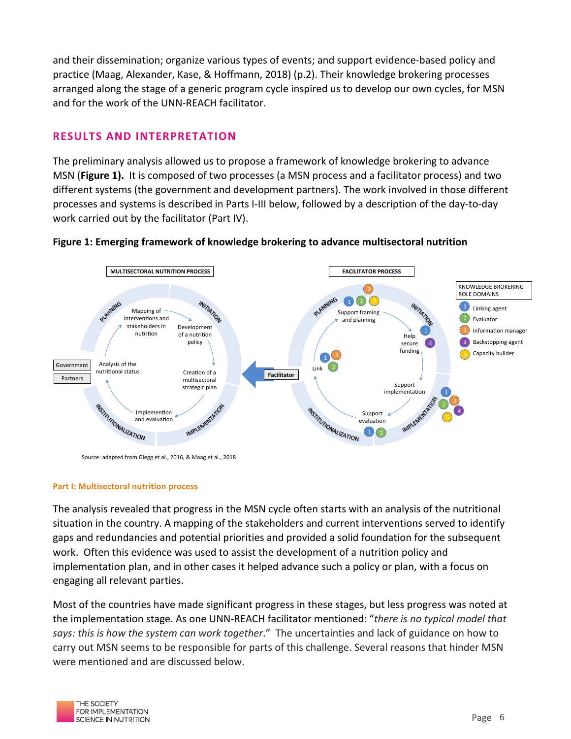and their dissemination; organize various types of events; and support evidence-based policy and practice (Maag, Alexander, Kase, & Hoffmann, 2018) (p.2). Their knowledge brokering processes arranged along the stage of a generic program cycle inspired us to develop our own cycles, for MSN and for the work of the UNN-REACH facilitator.

## RESULTS AND INTERPRETATION

The preliminary analysis allowed us to propose a framework of knowledge brokering to advance MSN (**Figure 1).** It is composed of two processes (a MSN process and a facilitator process) and two different systems (the government and development partners). The work involved in those different processes and systems is described in Parts I-III below, followed by a description of the day-to-day work carried out by the facilitator (Part IV).

**Figure 1: Emerging framework of knowledge brokering to advance multisectoral nutrition**

Source: adapted from Glegg et al., 2016, & Maag et al., 2018

#### Part I: Multisectoral nutrition process

The analysis revealed that progress in the MSN cycle often starts with an analysis of the nutritional situation in the country. A mapping of the stakeholders and current interventions served to identify gaps and redundancies and potential priorities and provided a solid foundation for the subsequent work. Often this evidence was used to assist the development of a nutrition policy and implementation plan, and in other cases it helped advance such a policy or plan, with a focus on engaging all relevant parties.

Most of the countries have made significant progress in these stages, but less progress was noted at the implementation stage. As one UNN-REACH facilitator mentioned: "*there is no typical model that says: this is how the system can work together*." The uncertainties and lack of guidance on how to carry out MSN seems to be responsible for parts of this challenge. Several reasons that hinder MSN were mentioned and are discussed below.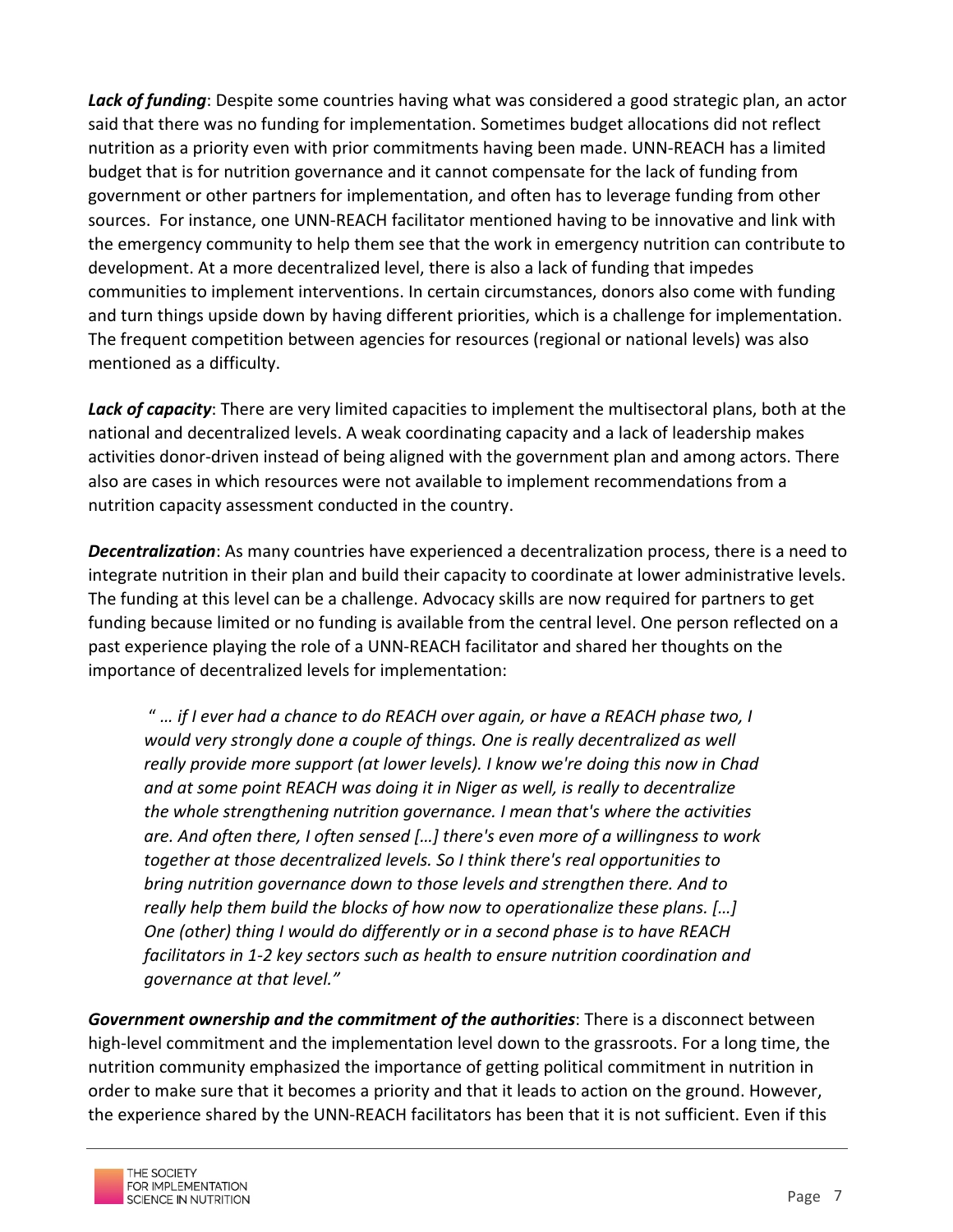***Lack of funding***: Despite some countries having what was considered a good strategic plan, an actor said that there was no funding for implementation. Sometimes budget allocations did not reflect nutrition as a priority even with prior commitments having been made. UNN-REACH has a limited budget that is for nutrition governance and it cannot compensate for the lack of funding from government or other partners for implementation, and often has to leverage funding from other sources. For instance, one UNN-REACH facilitator mentioned having to be innovative and link with the emergency community to help them see that the work in emergency nutrition can contribute to development. At a more decentralized level, there is also a lack of funding that impedes communities to implement interventions. In certain circumstances, donors also come with funding and turn things upside down by having different priorities, which is a challenge for implementation. The frequent competition between agencies for resources (regional or national levels) was also mentioned as a difficulty.

***Lack of capacity***: There are very limited capacities to implement the multisectoral plans, both at the national and decentralized levels. A weak coordinating capacity and a lack of leadership makes activities donor-driven instead of being aligned with the government plan and among actors. There also are cases in which resources were not available to implement recommendations from a nutrition capacity assessment conducted in the country.

***Decentralization***: As many countries have experienced a decentralization process, there is a need to integrate nutrition in their plan and build their capacity to coordinate at lower administrative levels. The funding at this level can be a challenge. Advocacy skills are now required for partners to get funding because limited or no funding is available from the central level. One person reflected on a past experience playing the role of a UNN-REACH facilitator and shared her thoughts on the importance of decentralized levels for implementation:

> *" … if I ever had a chance to do REACH over again, or have a REACH phase two, I would very strongly done a couple of things. One is really decentralized as well really provide more support (at lower levels). I know we're doing this now in Chad and at some point REACH was doing it in Niger as well, is really to decentralize the whole strengthening nutrition governance. I mean that's where the activities are. And often there, I often sensed […] there's even more of a willingness to work together at those decentralized levels. So I think there's real opportunities to bring nutrition governance down to those levels and strengthen there. And to really help them build the blocks of how now to operationalize these plans. […] One (other) thing I would do differently or in a second phase is to have REACH facilitators in 1-2 key sectors such as health to ensure nutrition coordination and governance at that level."*

***Government ownership and the commitment of the authorities***: There is a disconnect between high-level commitment and the implementation level down to the grassroots. For a long time, the nutrition community emphasized the importance of getting political commitment in nutrition in order to make sure that it becomes a priority and that it leads to action on the ground. However, the experience shared by the UNN-REACH facilitators has been that it is not sufficient. Even if this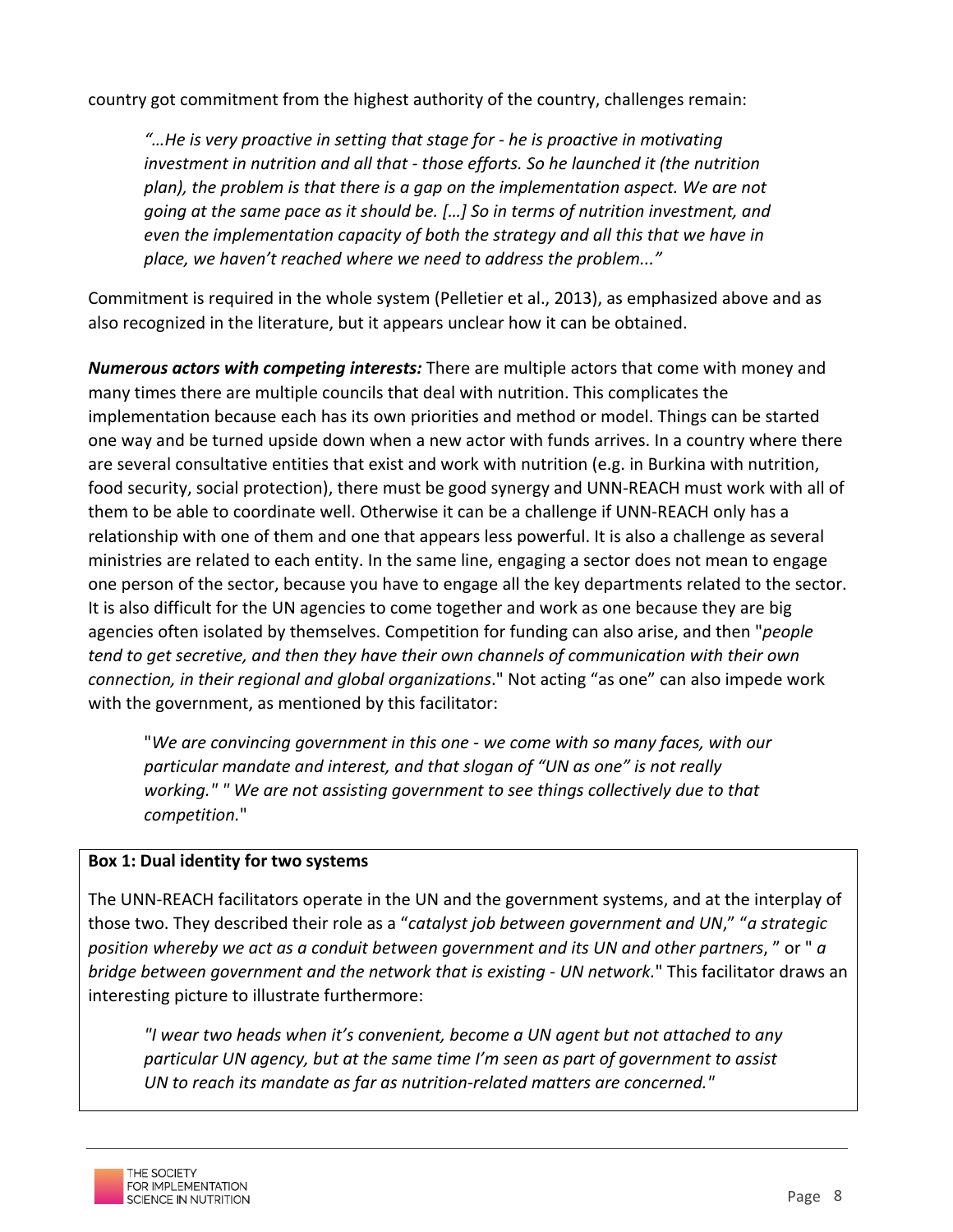country got commitment from the highest authority of the country, challenges remain:

> *"…He is very proactive in setting that stage for - he is proactive in motivating investment in nutrition and all that - those efforts. So he launched it (the nutrition plan), the problem is that there is a gap on the implementation aspect. We are not going at the same pace as it should be. […] So in terms of nutrition investment, and even the implementation capacity of both the strategy and all this that we have in place, we haven't reached where we need to address the problem..."*

Commitment is required in the whole system (Pelletier et al., 2013), as emphasized above and as also recognized in the literature, but it appears unclear how it can be obtained.

***Numerous actors with competing interests:*** There are multiple actors that come with money and many times there are multiple councils that deal with nutrition. This complicates the implementation because each has its own priorities and method or model. Things can be started one way and be turned upside down when a new actor with funds arrives. In a country where there are several consultative entities that exist and work with nutrition (e.g. in Burkina with nutrition, food security, social protection), there must be good synergy and UNN-REACH must work with all of them to be able to coordinate well. Otherwise it can be a challenge if UNN-REACH only has a relationship with one of them and one that appears less powerful. It is also a challenge as several ministries are related to each entity. In the same line, engaging a sector does not mean to engage one person of the sector, because you have to engage all the key departments related to the sector. It is also difficult for the UN agencies to come together and work as one because they are big agencies often isolated by themselves. Competition for funding can also arise, and then "*people tend to get secretive, and then they have their own channels of communication with their own connection, in their regional and global organizations*." Not acting "as one" can also impede work with the government, as mentioned by this facilitator:

> "*We are convincing government in this one - we come with so many faces, with our particular mandate and interest, and that slogan of "UN as one" is not really working.*" " *We are not assisting government to see things collectively due to that competition.*"

**Box 1: Dual identity for two systems**

The UNN-REACH facilitators operate in the UN and the government systems, and at the interplay of those two. They described their role as a "*catalyst job between government and UN*," "*a strategic position whereby we act as a conduit between government and its UN and other partners*, " or " *a bridge between government and the network that is existing - UN network.*" This facilitator draws an interesting picture to illustrate furthermore:

> *"I wear two heads when it's convenient, become a UN agent but not attached to any particular UN agency, but at the same time I'm seen as part of government to assist UN to reach its mandate as far as nutrition-related matters are concerned."*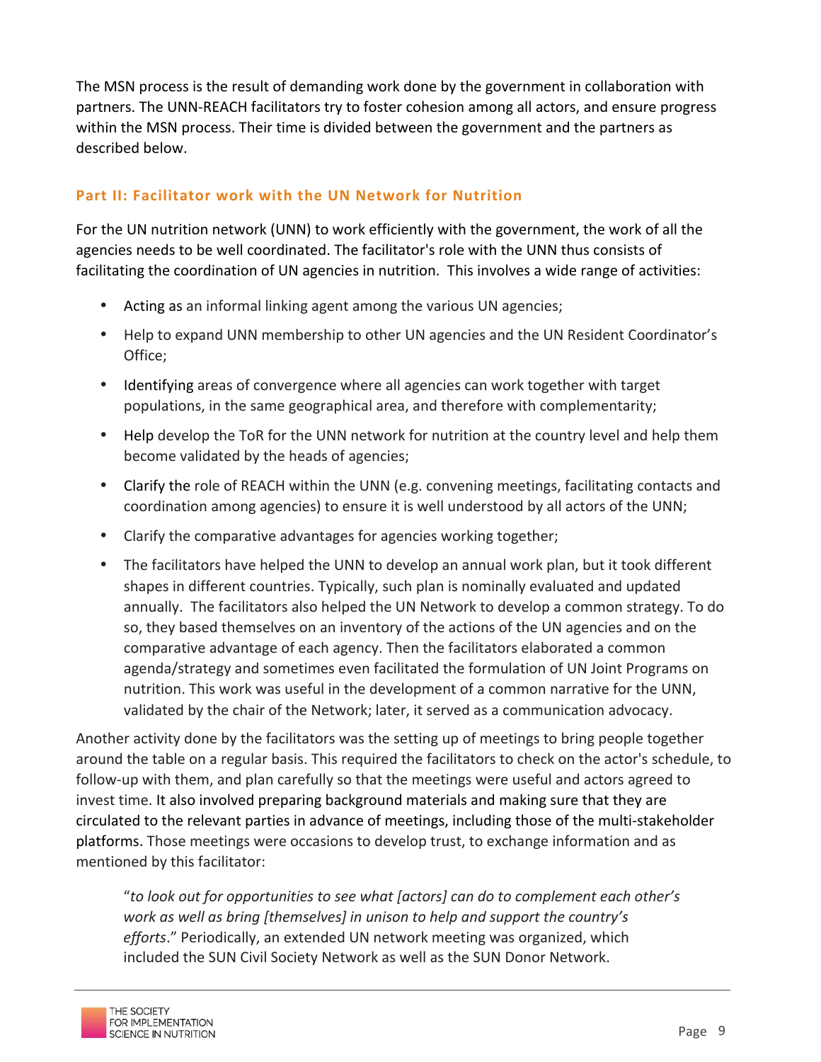The MSN process is the result of demanding work done by the government in collaboration with partners. The UNN-REACH facilitators try to foster cohesion among all actors, and ensure progress within the MSN process. Their time is divided between the government and the partners as described below.

## Part II: Facilitator work with the UN Network for Nutrition

For the UN nutrition network (UNN) to work efficiently with the government, the work of all the agencies needs to be well coordinated. The facilitator's role with the UNN thus consists of facilitating the coordination of UN agencies in nutrition. This involves a wide range of activities:

- Acting as an informal linking agent among the various UN agencies;
- Help to expand UNN membership to other UN agencies and the UN Resident Coordinator's Office;
- Identifying areas of convergence where all agencies can work together with target populations, in the same geographical area, and therefore with complementarity;
- Help develop the ToR for the UNN network for nutrition at the country level and help them become validated by the heads of agencies;
- Clarify the role of REACH within the UNN (e.g. convening meetings, facilitating contacts and coordination among agencies) to ensure it is well understood by all actors of the UNN;
- Clarify the comparative advantages for agencies working together;
- The facilitators have helped the UNN to develop an annual work plan, but it took different shapes in different countries. Typically, such plan is nominally evaluated and updated annually. The facilitators also helped the UN Network to develop a common strategy. To do so, they based themselves on an inventory of the actions of the UN agencies and on the comparative advantage of each agency. Then the facilitators elaborated a common agenda/strategy and sometimes even facilitated the formulation of UN Joint Programs on nutrition. This work was useful in the development of a common narrative for the UNN, validated by the chair of the Network; later, it served as a communication advocacy.

Another activity done by the facilitators was the setting up of meetings to bring people together around the table on a regular basis. This required the facilitators to check on the actor's schedule, to follow-up with them, and plan carefully so that the meetings were useful and actors agreed to invest time. It also involved preparing background materials and making sure that they are circulated to the relevant parties in advance of meetings, including those of the multi-stakeholder platforms. Those meetings were occasions to develop trust, to exchange information and as mentioned by this facilitator:

> "*to look out for opportunities to see what [actors] can do to complement each other's work as well as bring [themselves] in unison to help and support the country's efforts*." Periodically, an extended UN network meeting was organized, which included the SUN Civil Society Network as well as the SUN Donor Network.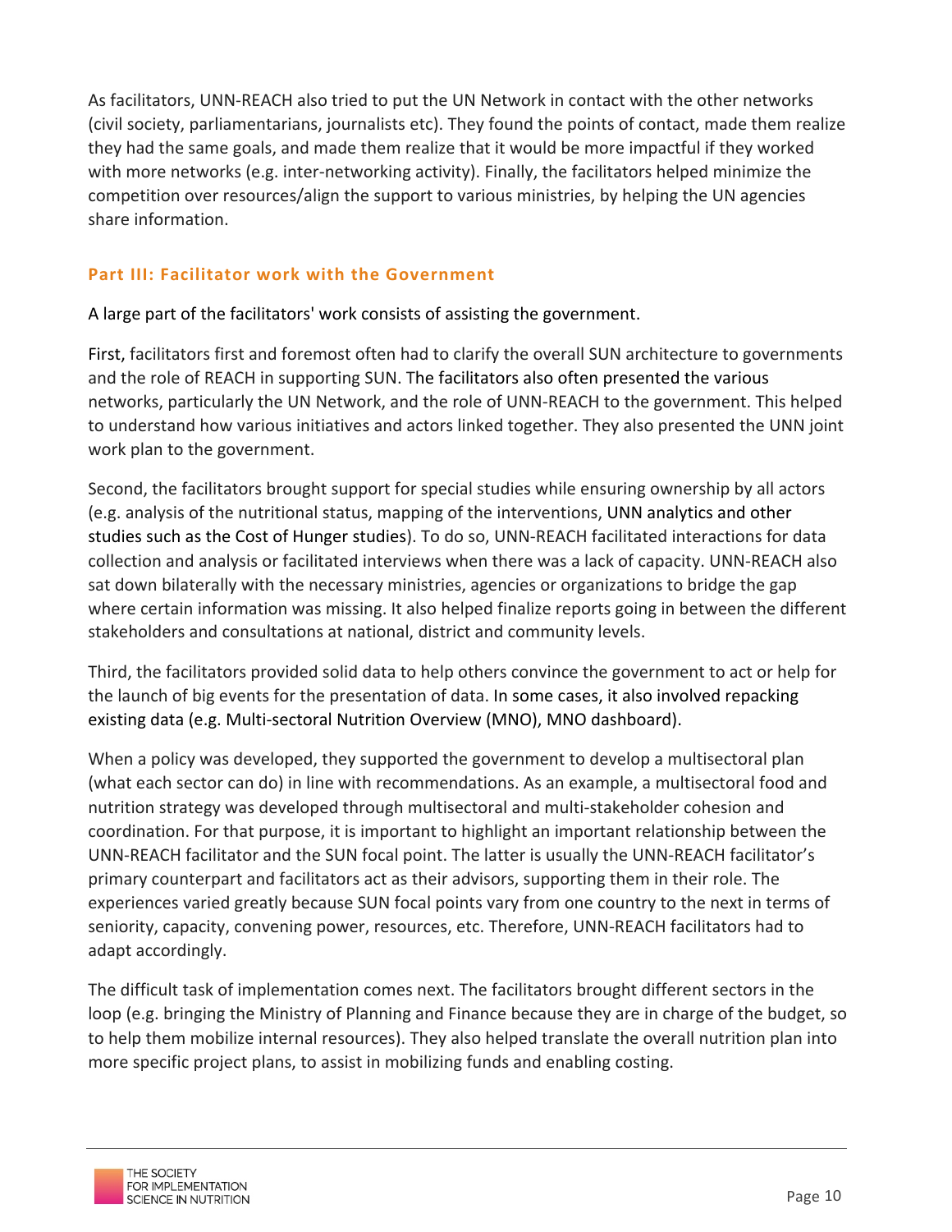As facilitators, UNN-REACH also tried to put the UN Network in contact with the other networks (civil society, parliamentarians, journalists etc). They found the points of contact, made them realize they had the same goals, and made them realize that it would be more impactful if they worked with more networks (e.g. inter-networking activity). Finally, the facilitators helped minimize the competition over resources/align the support to various ministries, by helping the UN agencies share information.

### Part III: Facilitator work with the Government

A large part of the facilitators' work consists of assisting the government.

First, facilitators first and foremost often had to clarify the overall SUN architecture to governments and the role of REACH in supporting SUN. The facilitators also often presented the various networks, particularly the UN Network, and the role of UNN-REACH to the government. This helped to understand how various initiatives and actors linked together. They also presented the UNN joint work plan to the government.

Second, the facilitators brought support for special studies while ensuring ownership by all actors (e.g. analysis of the nutritional status, mapping of the interventions, UNN analytics and other studies such as the Cost of Hunger studies). To do so, UNN-REACH facilitated interactions for data collection and analysis or facilitated interviews when there was a lack of capacity. UNN-REACH also sat down bilaterally with the necessary ministries, agencies or organizations to bridge the gap where certain information was missing. It also helped finalize reports going in between the different stakeholders and consultations at national, district and community levels.

Third, the facilitators provided solid data to help others convince the government to act or help for the launch of big events for the presentation of data. In some cases, it also involved repacking existing data (e.g. Multi-sectoral Nutrition Overview (MNO), MNO dashboard).

When a policy was developed, they supported the government to develop a multisectoral plan (what each sector can do) in line with recommendations. As an example, a multisectoral food and nutrition strategy was developed through multisectoral and multi-stakeholder cohesion and coordination. For that purpose, it is important to highlight an important relationship between the UNN-REACH facilitator and the SUN focal point. The latter is usually the UNN-REACH facilitator's primary counterpart and facilitators act as their advisors, supporting them in their role. The experiences varied greatly because SUN focal points vary from one country to the next in terms of seniority, capacity, convening power, resources, etc. Therefore, UNN-REACH facilitators had to adapt accordingly.

The difficult task of implementation comes next. The facilitators brought different sectors in the loop (e.g. bringing the Ministry of Planning and Finance because they are in charge of the budget, so to help them mobilize internal resources). They also helped translate the overall nutrition plan into more specific project plans, to assist in mobilizing funds and enabling costing.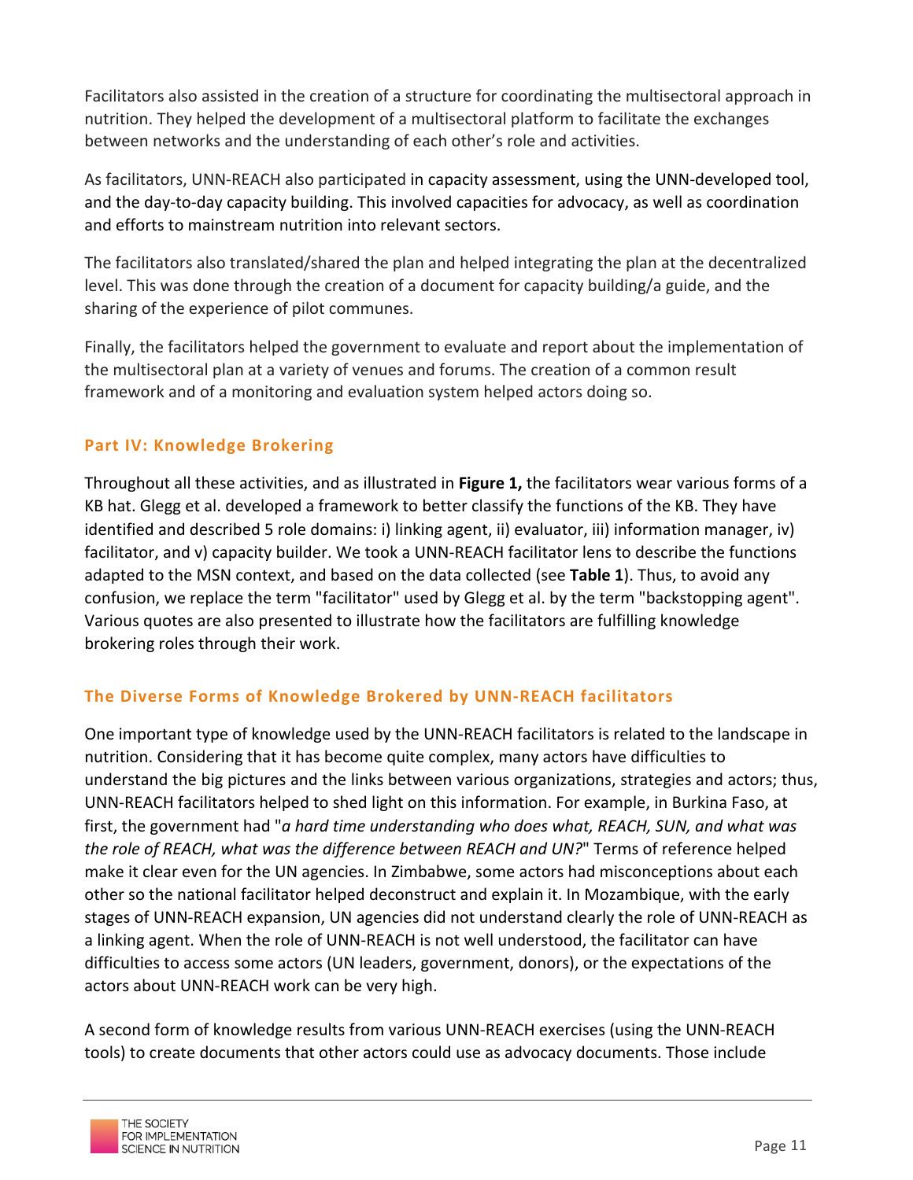Facilitators also assisted in the creation of a structure for coordinating the multisectoral approach in nutrition. They helped the development of a multisectoral platform to facilitate the exchanges between networks and the understanding of each other's role and activities.

As facilitators, UNN-REACH also participated in capacity assessment, using the UNN-developed tool, and the day-to-day capacity building. This involved capacities for advocacy, as well as coordination and efforts to mainstream nutrition into relevant sectors.

The facilitators also translated/shared the plan and helped integrating the plan at the decentralized level. This was done through the creation of a document for capacity building/a guide, and the sharing of the experience of pilot communes.

Finally, the facilitators helped the government to evaluate and report about the implementation of the multisectoral plan at a variety of venues and forums. The creation of a common result framework and of a monitoring and evaluation system helped actors doing so.

## Part IV: Knowledge Brokering

Throughout all these activities, and as illustrated in **Figure 1,** the facilitators wear various forms of a KB hat. Glegg et al. developed a framework to better classify the functions of the KB. They have identified and described 5 role domains: i) linking agent, ii) evaluator, iii) information manager, iv) facilitator, and v) capacity builder. We took a UNN-REACH facilitator lens to describe the functions adapted to the MSN context, and based on the data collected (see **Table 1**). Thus, to avoid any confusion, we replace the term "facilitator" used by Glegg et al. by the term "backstopping agent". Various quotes are also presented to illustrate how the facilitators are fulfilling knowledge brokering roles through their work.

### The Diverse Forms of Knowledge Brokered by UNN-REACH facilitators

One important type of knowledge used by the UNN-REACH facilitators is related to the landscape in nutrition. Considering that it has become quite complex, many actors have difficulties to understand the big pictures and the links between various organizations, strategies and actors; thus, UNN-REACH facilitators helped to shed light on this information. For example, in Burkina Faso, at first, the government had "*a hard time understanding who does what, REACH, SUN, and what was the role of REACH, what was the difference between REACH and UN?*" Terms of reference helped make it clear even for the UN agencies. In Zimbabwe, some actors had misconceptions about each other so the national facilitator helped deconstruct and explain it. In Mozambique, with the early stages of UNN-REACH expansion, UN agencies did not understand clearly the role of UNN-REACH as a linking agent. When the role of UNN-REACH is not well understood, the facilitator can have difficulties to access some actors (UN leaders, government, donors), or the expectations of the actors about UNN-REACH work can be very high.

A second form of knowledge results from various UNN-REACH exercises (using the UNN-REACH tools) to create documents that other actors could use as advocacy documents. Those include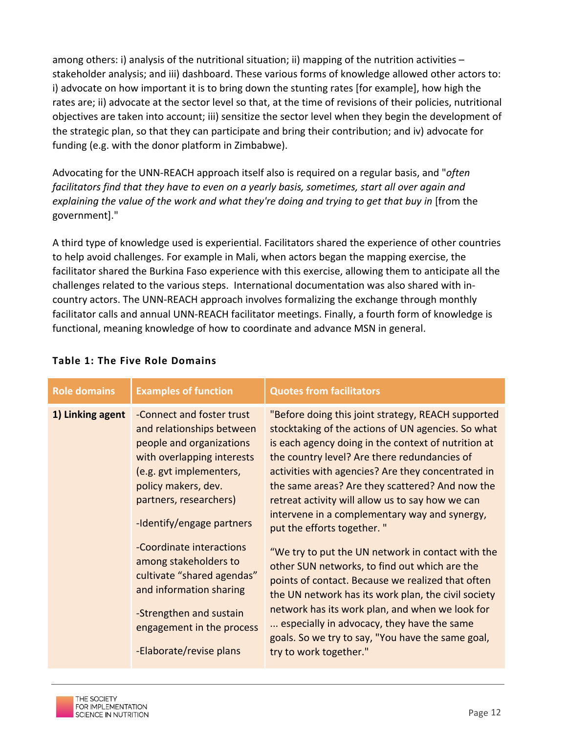among others: i) analysis of the nutritional situation; ii) mapping of the nutrition activities – stakeholder analysis; and iii) dashboard. These various forms of knowledge allowed other actors to: i) advocate on how important it is to bring down the stunting rates [for example], how high the rates are; ii) advocate at the sector level so that, at the time of revisions of their policies, nutritional objectives are taken into account; iii) sensitize the sector level when they begin the development of the strategic plan, so that they can participate and bring their contribution; and iv) advocate for funding (e.g. with the donor platform in Zimbabwe).

Advocating for the UNN-REACH approach itself also is required on a regular basis, and "*often facilitators find that they have to even on a yearly basis, sometimes, start all over again and explaining the value of the work and what they're doing and trying to get that buy in* [from the government]."

A third type of knowledge used is experiential. Facilitators shared the experience of other countries to help avoid challenges. For example in Mali, when actors began the mapping exercise, the facilitator shared the Burkina Faso experience with this exercise, allowing them to anticipate all the challenges related to the various steps. International documentation was also shared with in-country actors. The UNN-REACH approach involves formalizing the exchange through monthly facilitator calls and annual UNN-REACH facilitator meetings. Finally, a fourth form of knowledge is functional, meaning knowledge of how to coordinate and advance MSN in general.

**Table 1: The Five Role Domains**

| Role domains | Examples of function | Quotes from facilitators |
|---|---|---|
| **1) Linking agent** | -Connect and foster trust and relationships between people and organizations with overlapping interests (e.g. gvt implementers, policy makers, dev. partners, researchers)<br><br>-Identify/engage partners<br><br>-Coordinate interactions among stakeholders to cultivate "shared agendas" and information sharing<br><br>-Strengthen and sustain engagement in the process<br><br>-Elaborate/revise plans | "Before doing this joint strategy, REACH supported stocktaking of the actions of UN agencies. So what is each agency doing in the context of nutrition at the country level? Are there redundancies of activities with agencies? Are they concentrated in the same areas? Are they scattered? And now the retreat activity will allow us to say how we can intervene in a complementary way and synergy, put the efforts together. "<br><br>"We try to put the UN network in contact with the other SUN networks, to find out which are the points of contact. Because we realized that often the UN network has its work plan, the civil society network has its work plan, and when we look for ... especially in advocacy, they have the same goals. So we try to say, "You have the same goal, try to work together." |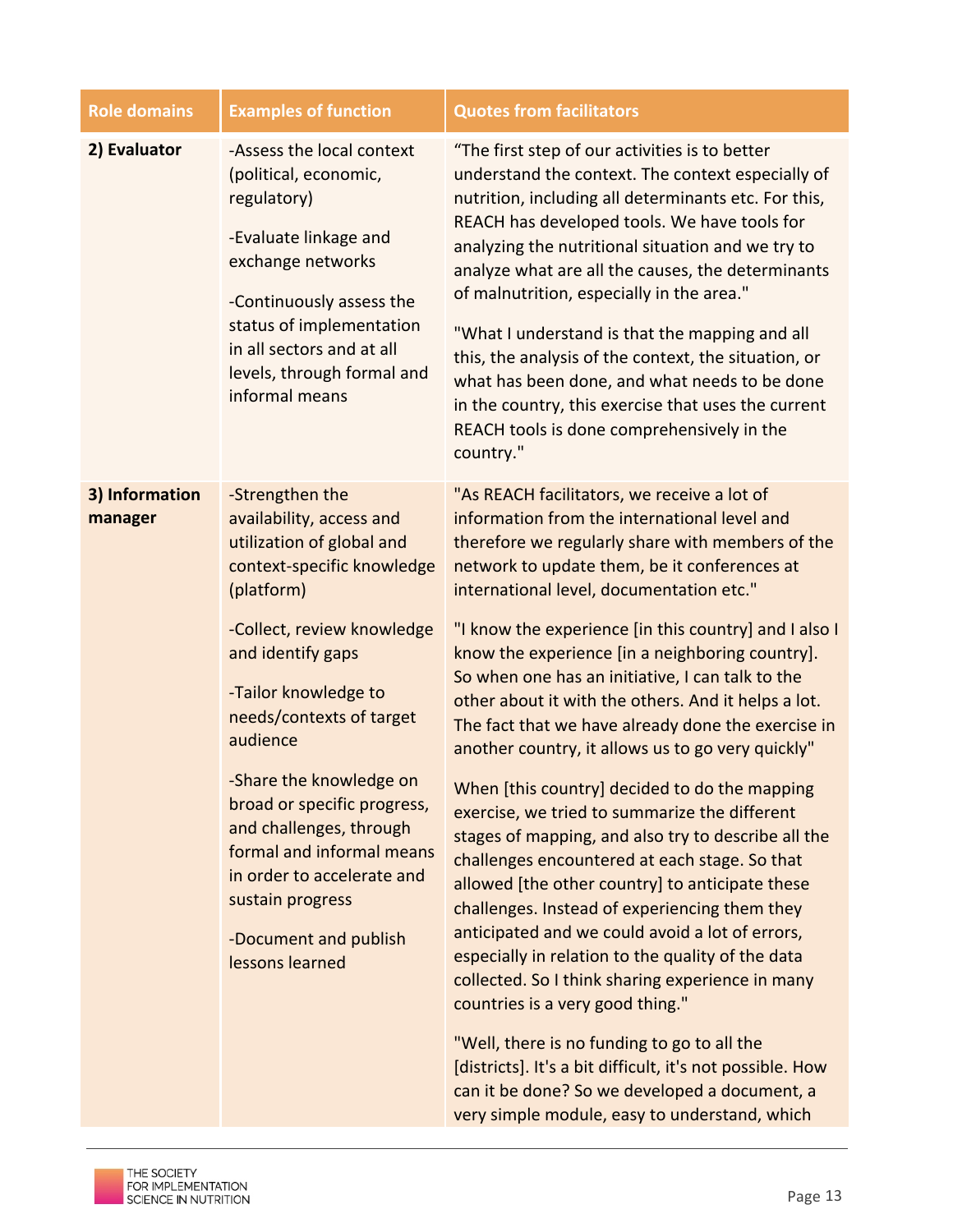| Role domains | Examples of function | Quotes from facilitators |
| --- | --- | --- |
| **2) Evaluator** | -Assess the local context (political, economic, regulatory)<br><br>-Evaluate linkage and exchange networks<br><br>-Continuously assess the status of implementation in all sectors and at all levels, through formal and informal means | "The first step of our activities is to better understand the context. The context especially of nutrition, including all determinants etc. For this, REACH has developed tools. We have tools for analyzing the nutritional situation and we try to analyze what are all the causes, the determinants of malnutrition, especially in the area."<br><br>"What I understand is that the mapping and all this, the analysis of the context, the situation, or what has been done, and what needs to be done in the country, this exercise that uses the current REACH tools is done comprehensively in the country." |
| **3) Information manager** | -Strengthen the availability, access and utilization of global and context-specific knowledge (platform)<br><br>-Collect, review knowledge and identify gaps<br><br>-Tailor knowledge to needs/contexts of target audience<br><br>-Share the knowledge on broad or specific progress, and challenges, through formal and informal means in order to accelerate and sustain progress<br><br>-Document and publish lessons learned | "As REACH facilitators, we receive a lot of information from the international level and therefore we regularly share with members of the network to update them, be it conferences at international level, documentation etc."<br><br>"I know the experience [in this country] and I also I know the experience [in a neighboring country]. So when one has an initiative, I can talk to the other about it with the others. And it helps a lot. The fact that we have already done the exercise in another country, it allows us to go very quickly"<br><br>When [this country] decided to do the mapping exercise, we tried to summarize the different stages of mapping, and also try to describe all the challenges encountered at each stage. So that allowed [the other country] to anticipate these challenges. Instead of experiencing them they anticipated and we could avoid a lot of errors, especially in relation to the quality of the data collected. So I think sharing experience in many countries is a very good thing."<br><br>"Well, there is no funding to go to all the [districts]. It's a bit difficult, it's not possible. How can it be done? So we developed a document, a very simple module, easy to understand, which |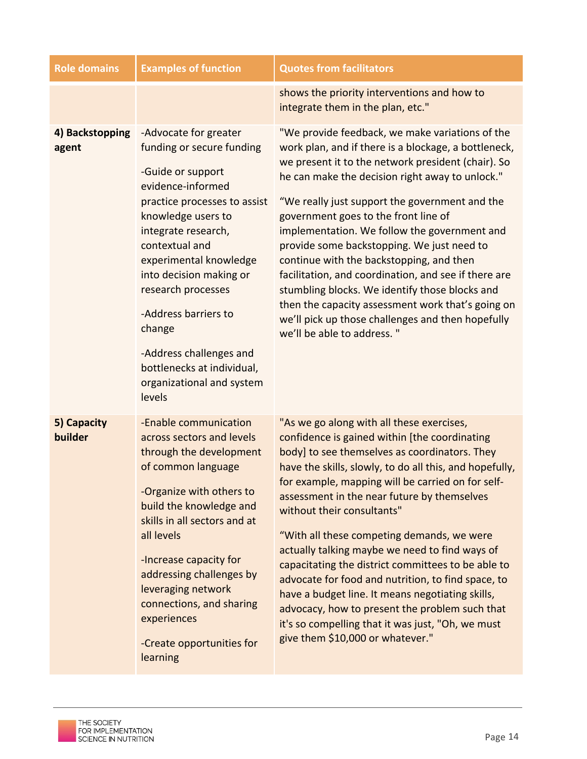| Role domains | Examples of function | Quotes from facilitators |
| --- | --- | --- |
| | | shows the priority interventions and how to integrate them in the plan, etc." |
| **4) Backstopping agent** | -Advocate for greater funding or secure funding<br><br>-Guide or support evidence-informed practice processes to assist knowledge users to integrate research, contextual and experimental knowledge into decision making or research processes<br><br>-Address barriers to change<br><br>-Address challenges and bottlenecks at individual, organizational and system levels | "We provide feedback, we make variations of the work plan, and if there is a blockage, a bottleneck, we present it to the network president (chair). So he can make the decision right away to unlock."<br><br>"We really just support the government and the government goes to the front line of implementation. We follow the government and provide some backstopping. We just need to continue with the backstopping, and then facilitation, and coordination, and see if there are stumbling blocks. We identify those blocks and then the capacity assessment work that's going on we'll pick up those challenges and then hopefully we'll be able to address. " |
| **5) Capacity builder** | -Enable communication across sectors and levels through the development of common language<br><br>-Organize with others to build the knowledge and skills in all sectors and at all levels<br><br>-Increase capacity for addressing challenges by leveraging network connections, and sharing experiences<br><br>-Create opportunities for learning | "As we go along with all these exercises, confidence is gained within [the coordinating body] to see themselves as coordinators. They have the skills, slowly, to do all this, and hopefully, for example, mapping will be carried on for self-assessment in the near future by themselves without their consultants"<br><br>"With all these competing demands, we were actually talking maybe we need to find ways of capacitating the district committees to be able to advocate for food and nutrition, to find space, to have a budget line. It means negotiating skills, advocacy, how to present the problem such that it's so compelling that it was just, "Oh, we must give them $10,000 or whatever." |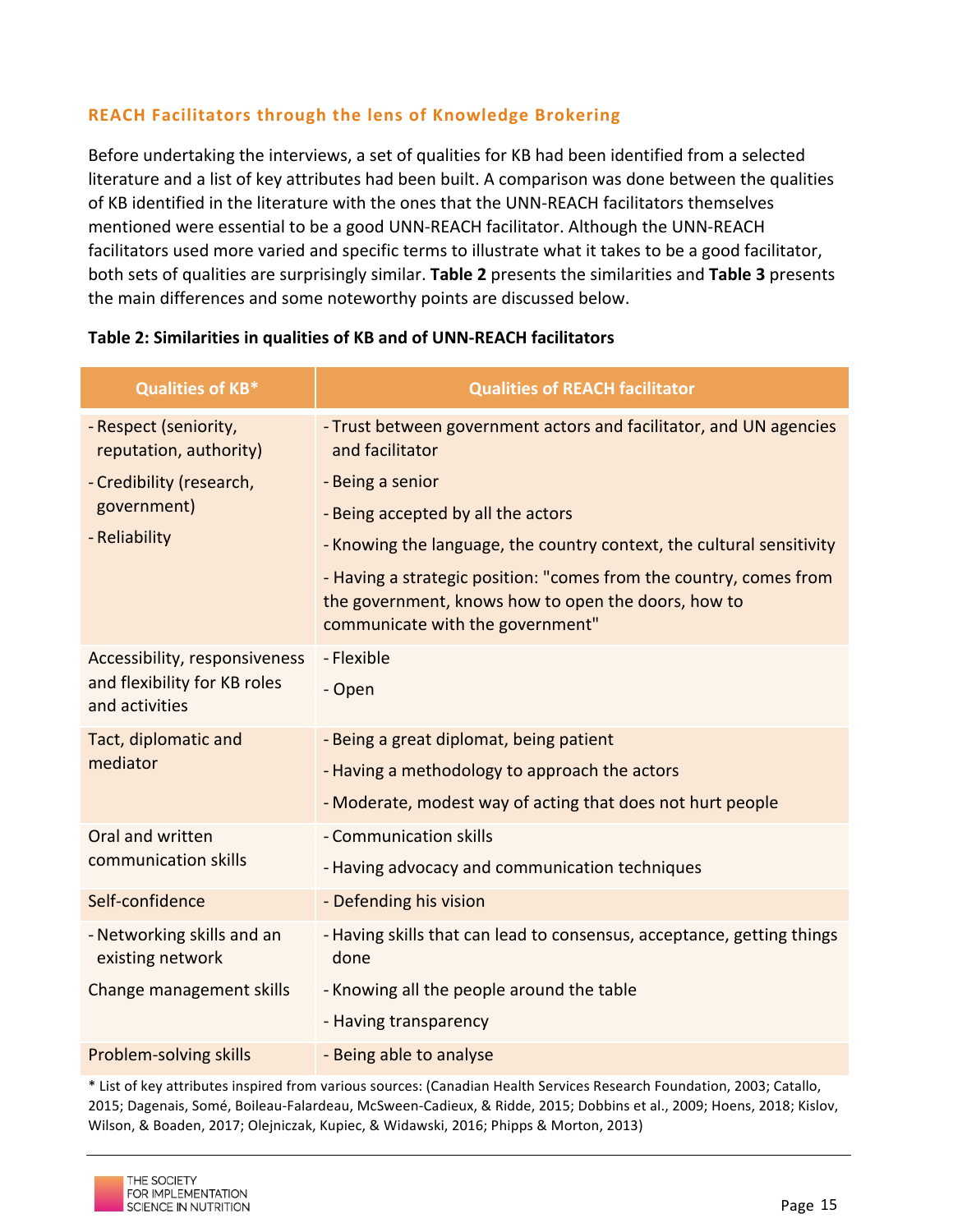### REACH Facilitators through the lens of Knowledge Brokering

Before undertaking the interviews, a set of qualities for KB had been identified from a selected literature and a list of key attributes had been built. A comparison was done between the qualities of KB identified in the literature with the ones that the UNN-REACH facilitators themselves mentioned were essential to be a good UNN-REACH facilitator. Although the UNN-REACH facilitators used more varied and specific terms to illustrate what it takes to be a good facilitator, both sets of qualities are surprisingly similar. **Table 2** presents the similarities and **Table 3** presents the main differences and some noteworthy points are discussed below.

**Table 2: Similarities in qualities of KB and of UNN-REACH facilitators**

| Qualities of KB* | Qualities of REACH facilitator |
| --- | --- |
| - Respect (seniority, reputation, authority)<br>- Credibility (research, government)<br>- Reliability | - Trust between government actors and facilitator, and UN agencies and facilitator<br>- Being a senior<br>- Being accepted by all the actors<br>- Knowing the language, the country context, the cultural sensitivity<br>- Having a strategic position: "comes from the country, comes from the government, knows how to open the doors, how to communicate with the government" |
| Accessibility, responsiveness and flexibility for KB roles and activities | - Flexible<br>- Open |
| Tact, diplomatic and mediator | - Being a great diplomat, being patient<br>- Having a methodology to approach the actors<br>- Moderate, modest way of acting that does not hurt people |
| Oral and written communication skills | - Communication skills<br>- Having advocacy and communication techniques |
| Self-confidence | - Defending his vision |
| - Networking skills and an existing network<br>Change management skills | - Having skills that can lead to consensus, acceptance, getting things done<br>- Knowing all the people around the table<br>- Having transparency |
| Problem-solving skills | - Being able to analyse |

* List of key attributes inspired from various sources: (Canadian Health Services Research Foundation, 2003; Catallo, 2015; Dagenais, Somé, Boileau-Falardeau, McSween-Cadieux, & Ridde, 2015; Dobbins et al., 2009; Hoens, 2018; Kislov, Wilson, & Boaden, 2017; Olejniczak, Kupiec, & Widawski, 2016; Phipps & Morton, 2013)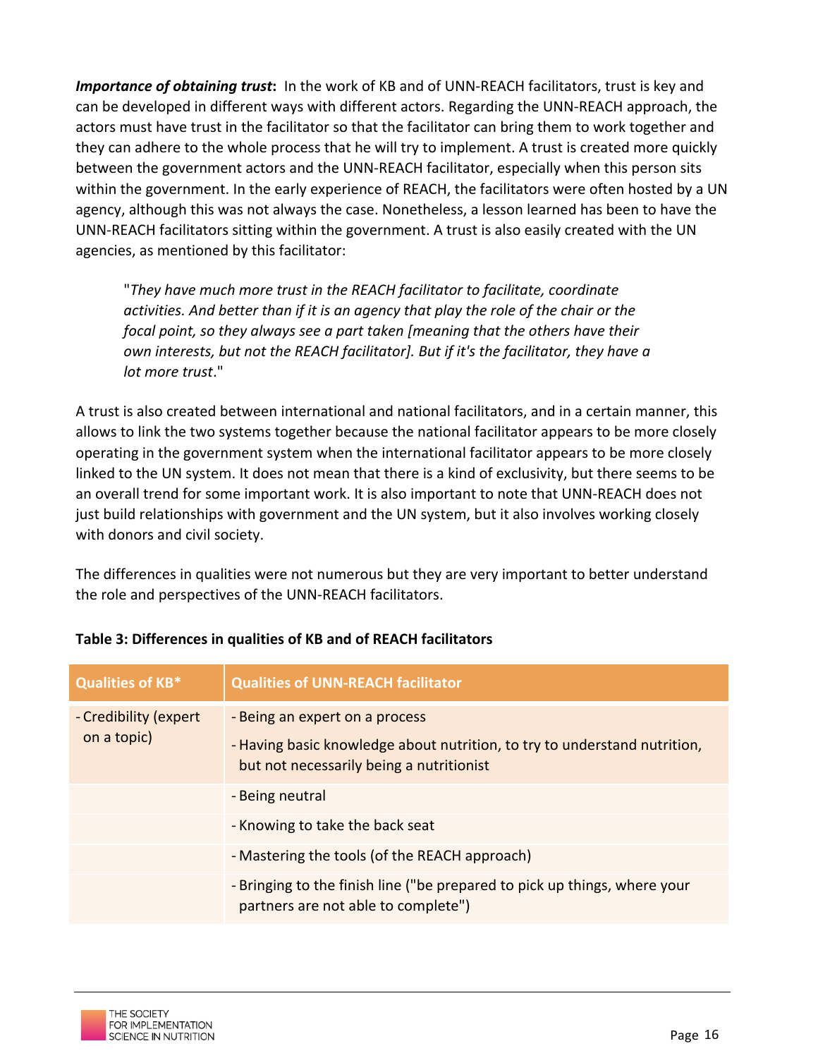***Importance of obtaining trust*:** In the work of KB and of UNN-REACH facilitators, trust is key and can be developed in different ways with different actors. Regarding the UNN-REACH approach, the actors must have trust in the facilitator so that the facilitator can bring them to work together and they can adhere to the whole process that he will try to implement. A trust is created more quickly between the government actors and the UNN-REACH facilitator, especially when this person sits within the government. In the early experience of REACH, the facilitators were often hosted by a UN agency, although this was not always the case. Nonetheless, a lesson learned has been to have the UNN-REACH facilitators sitting within the government. A trust is also easily created with the UN agencies, as mentioned by this facilitator:

> "*They have much more trust in the REACH facilitator to facilitate, coordinate activities. And better than if it is an agency that play the role of the chair or the focal point, so they always see a part taken [meaning that the others have their own interests, but not the REACH facilitator]. But if it's the facilitator, they have a lot more trust*."

A trust is also created between international and national facilitators, and in a certain manner, this allows to link the two systems together because the national facilitator appears to be more closely operating in the government system when the international facilitator appears to be more closely linked to the UN system. It does not mean that there is a kind of exclusivity, but there seems to be an overall trend for some important work. It is also important to note that UNN-REACH does not just build relationships with government and the UN system, but it also involves working closely with donors and civil society.

The differences in qualities were not numerous but they are very important to better understand the role and perspectives of the UNN-REACH facilitators.

**Table 3: Differences in qualities of KB and of REACH facilitators**

| Qualities of KB* | Qualities of UNN-REACH facilitator |
|---|---|
| - Credibility (expert on a topic) | - Being an expert on a process<br>- Having basic knowledge about nutrition, to try to understand nutrition, but not necessarily being a nutritionist |
| | - Being neutral |
| | - Knowing to take the back seat |
| | - Mastering the tools (of the REACH approach) |
| | - Bringing to the finish line ("be prepared to pick up things, where your partners are not able to complete") |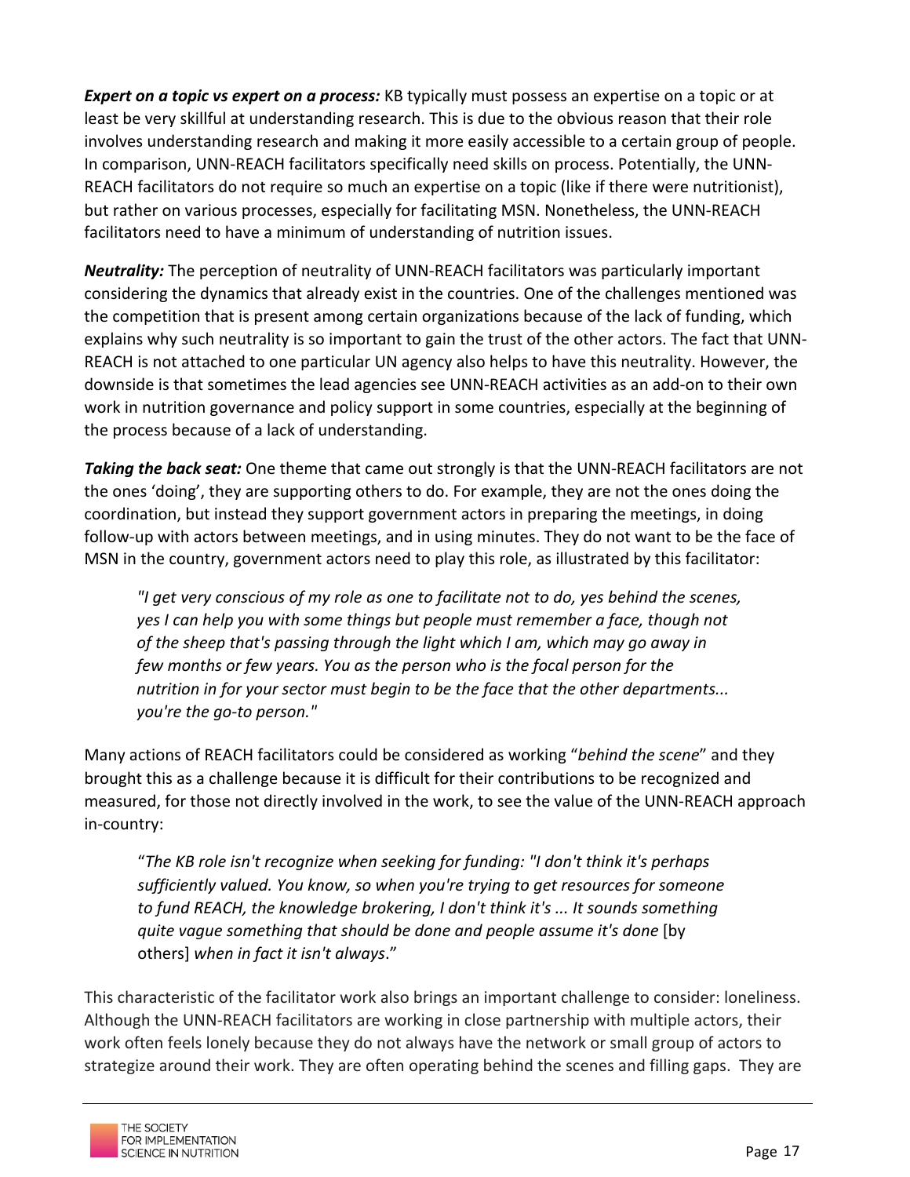***Expert on a topic vs expert on a process:*** KB typically must possess an expertise on a topic or at least be very skillful at understanding research. This is due to the obvious reason that their role involves understanding research and making it more easily accessible to a certain group of people. In comparison, UNN-REACH facilitators specifically need skills on process. Potentially, the UNN-REACH facilitators do not require so much an expertise on a topic (like if there were nutritionist), but rather on various processes, especially for facilitating MSN. Nonetheless, the UNN-REACH facilitators need to have a minimum of understanding of nutrition issues.

***Neutrality:*** The perception of neutrality of UNN-REACH facilitators was particularly important considering the dynamics that already exist in the countries. One of the challenges mentioned was the competition that is present among certain organizations because of the lack of funding, which explains why such neutrality is so important to gain the trust of the other actors. The fact that UNN-REACH is not attached to one particular UN agency also helps to have this neutrality. However, the downside is that sometimes the lead agencies see UNN-REACH activities as an add-on to their own work in nutrition governance and policy support in some countries, especially at the beginning of the process because of a lack of understanding.

***Taking the back seat:*** One theme that came out strongly is that the UNN-REACH facilitators are not the ones 'doing', they are supporting others to do. For example, they are not the ones doing the coordination, but instead they support government actors in preparing the meetings, in doing follow-up with actors between meetings, and in using minutes. They do not want to be the face of MSN in the country, government actors need to play this role, as illustrated by this facilitator:

> *"I get very conscious of my role as one to facilitate not to do, yes behind the scenes, yes I can help you with some things but people must remember a face, though not of the sheep that's passing through the light which I am, which may go away in few months or few years. You as the person who is the focal person for the nutrition in for your sector must begin to be the face that the other departments... you're the go-to person."*

Many actions of REACH facilitators could be considered as working "*behind the scene*" and they brought this as a challenge because it is difficult for their contributions to be recognized and measured, for those not directly involved in the work, to see the value of the UNN-REACH approach in-country:

> "*The KB role isn't recognize when seeking for funding: "I don't think it's perhaps sufficiently valued. You know, so when you're trying to get resources for someone to fund REACH, the knowledge brokering, I don't think it's ... It sounds something quite vague something that should be done and people assume it's done* [by others] *when in fact it isn't always*."

This characteristic of the facilitator work also brings an important challenge to consider: loneliness. Although the UNN-REACH facilitators are working in close partnership with multiple actors, their work often feels lonely because they do not always have the network or small group of actors to strategize around their work. They are often operating behind the scenes and filling gaps. They are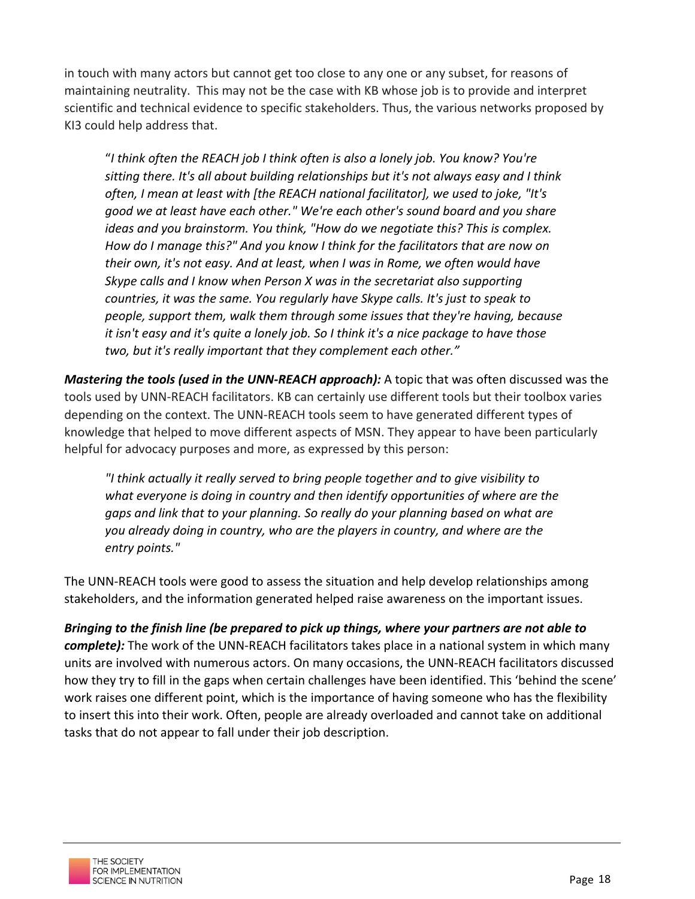in touch with many actors but cannot get too close to any one or any subset, for reasons of maintaining neutrality. This may not be the case with KB whose job is to provide and interpret scientific and technical evidence to specific stakeholders. Thus, the various networks proposed by KI3 could help address that.

> "*I think often the REACH job I think often is also a lonely job. You know? You're sitting there. It's all about building relationships but it's not always easy and I think often, I mean at least with [the REACH national facilitator], we used to joke, "It's good we at least have each other." We're each other's sound board and you share ideas and you brainstorm. You think, "How do we negotiate this? This is complex. How do I manage this?" And you know I think for the facilitators that are now on their own, it's not easy. And at least, when I was in Rome, we often would have Skype calls and I know when Person X was in the secretariat also supporting countries, it was the same. You regularly have Skype calls. It's just to speak to people, support them, walk them through some issues that they're having, because it isn't easy and it's quite a lonely job. So I think it's a nice package to have those two, but it's really important that they complement each other.*"

***Mastering the tools (used in the UNN-REACH approach):*** A topic that was often discussed was the tools used by UNN-REACH facilitators. KB can certainly use different tools but their toolbox varies depending on the context. The UNN-REACH tools seem to have generated different types of knowledge that helped to move different aspects of MSN. They appear to have been particularly helpful for advocacy purposes and more, as expressed by this person:

> *"I think actually it really served to bring people together and to give visibility to what everyone is doing in country and then identify opportunities of where are the gaps and link that to your planning. So really do your planning based on what are you already doing in country, who are the players in country, and where are the entry points."*

The UNN-REACH tools were good to assess the situation and help develop relationships among stakeholders, and the information generated helped raise awareness on the important issues.

***Bringing to the finish line (be prepared to pick up things, where your partners are not able to complete):*** The work of the UNN-REACH facilitators takes place in a national system in which many units are involved with numerous actors. On many occasions, the UNN-REACH facilitators discussed how they try to fill in the gaps when certain challenges have been identified. This 'behind the scene' work raises one different point, which is the importance of having someone who has the flexibility to insert this into their work. Often, people are already overloaded and cannot take on additional tasks that do not appear to fall under their job description.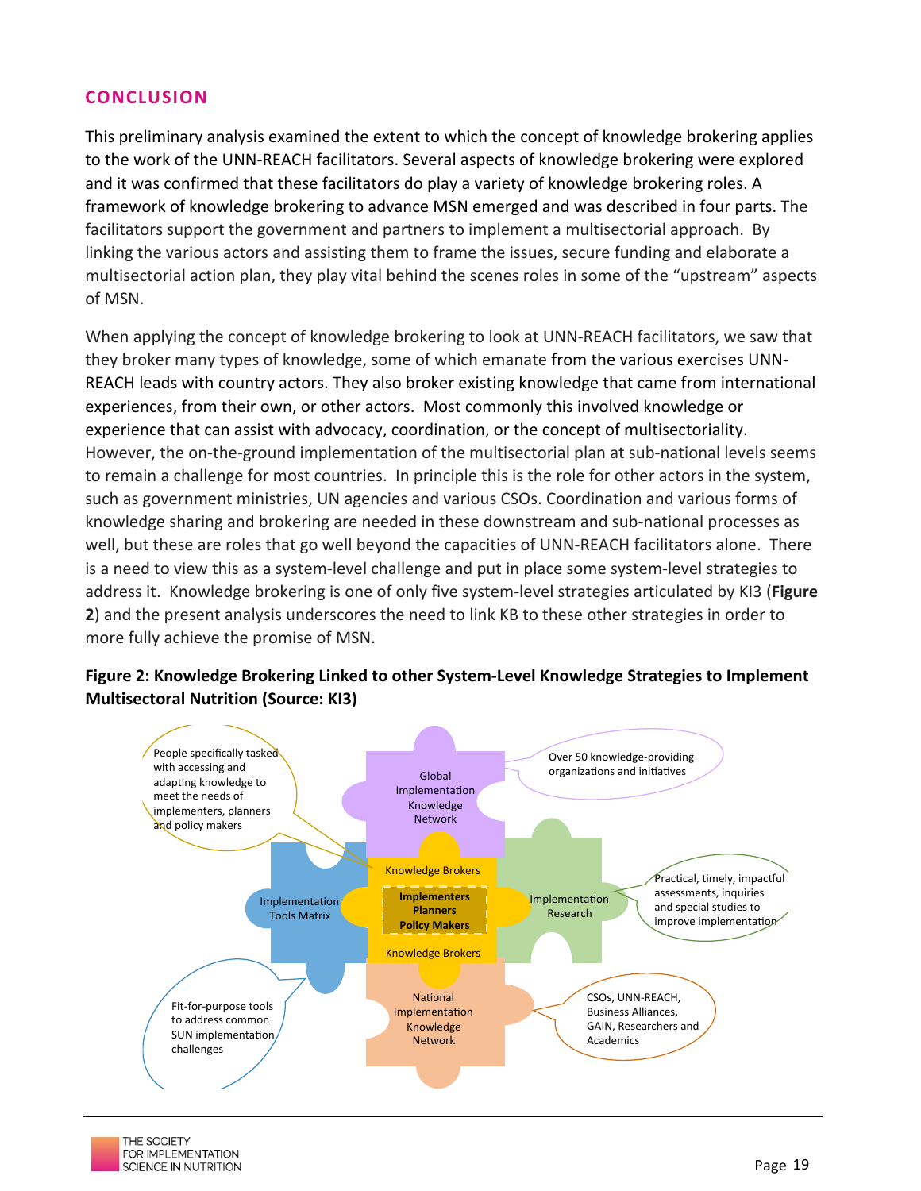## CONCLUSION

This preliminary analysis examined the extent to which the concept of knowledge brokering applies to the work of the UNN-REACH facilitators. Several aspects of knowledge brokering were explored and it was confirmed that these facilitators do play a variety of knowledge brokering roles. A framework of knowledge brokering to advance MSN emerged and was described in four parts. The facilitators support the government and partners to implement a multisectorial approach. By linking the various actors and assisting them to frame the issues, secure funding and elaborate a multisectorial action plan, they play vital behind the scenes roles in some of the "upstream" aspects of MSN.

When applying the concept of knowledge brokering to look at UNN-REACH facilitators, we saw that they broker many types of knowledge, some of which emanate from the various exercises UNN-REACH leads with country actors. They also broker existing knowledge that came from international experiences, from their own, or other actors. Most commonly this involved knowledge or experience that can assist with advocacy, coordination, or the concept of multisectoriality. However, the on-the-ground implementation of the multisectorial plan at sub-national levels seems to remain a challenge for most countries. In principle this is the role for other actors in the system, such as government ministries, UN agencies and various CSOs. Coordination and various forms of knowledge sharing and brokering are needed in these downstream and sub-national processes as well, but these are roles that go well beyond the capacities of UNN-REACH facilitators alone. There is a need to view this as a system-level challenge and put in place some system-level strategies to address it. Knowledge brokering is one of only five system-level strategies articulated by KI3 (**Figure 2**) and the present analysis underscores the need to link KB to these other strategies in order to more fully achieve the promise of MSN.

**Figure 2: Knowledge Brokering Linked to other System-Level Knowledge Strategies to Implement Multisectoral Nutrition (Source: KI3)**

- **Knowledge Brokers** (surrounding **Implementers, Planners, Policy Makers**): People specifically tasked with accessing and adapting knowledge to meet the needs of implementers, planners and policy makers
- **Global Implementation Knowledge Network**: Over 50 knowledge-providing organizations and initiatives
- **Implementation Research**: Practical, timely, impactful assessments, inquiries and special studies to improve implementation
- **National Implementation Knowledge Network**: CSOs, UNN-REACH, Business Alliances, GAIN, Researchers and Academics
- **Implementation Tools Matrix**: Fit-for-purpose tools to address common SUN implementation challenges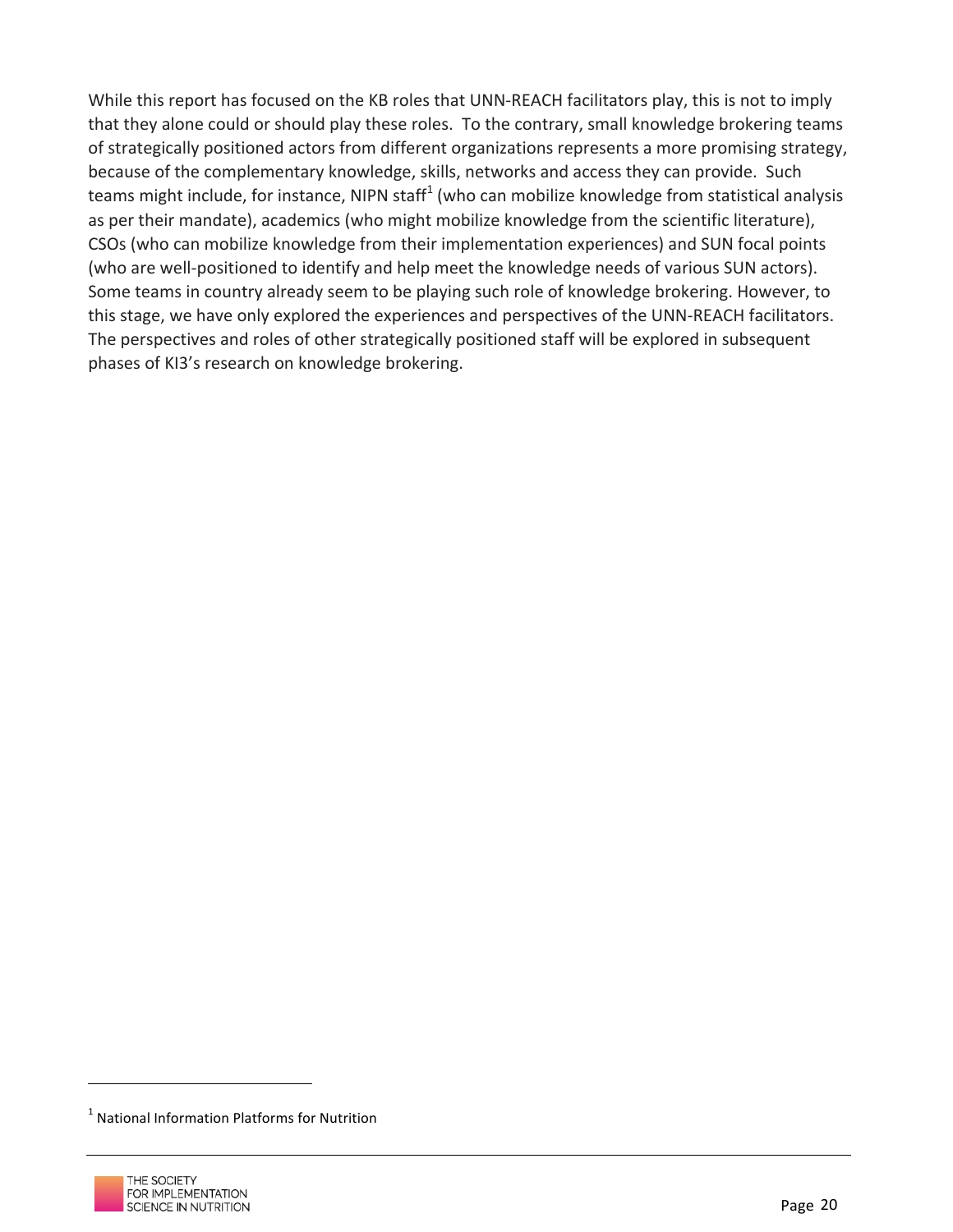While this report has focused on the KB roles that UNN-REACH facilitators play, this is not to imply that they alone could or should play these roles. To the contrary, small knowledge brokering teams of strategically positioned actors from different organizations represents a more promising strategy, because of the complementary knowledge, skills, networks and access they can provide. Such teams might include, for instance, NIPN staff[1] (who can mobilize knowledge from statistical analysis as per their mandate), academics (who might mobilize knowledge from the scientific literature), CSOs (who can mobilize knowledge from their implementation experiences) and SUN focal points (who are well-positioned to identify and help meet the knowledge needs of various SUN actors). Some teams in country already seem to be playing such role of knowledge brokering. However, to this stage, we have only explored the experiences and perspectives of the UNN-REACH facilitators. The perspectives and roles of other strategically positioned staff will be explored in subsequent phases of KI3's research on knowledge brokering.

---

[1] National Information Platforms for Nutrition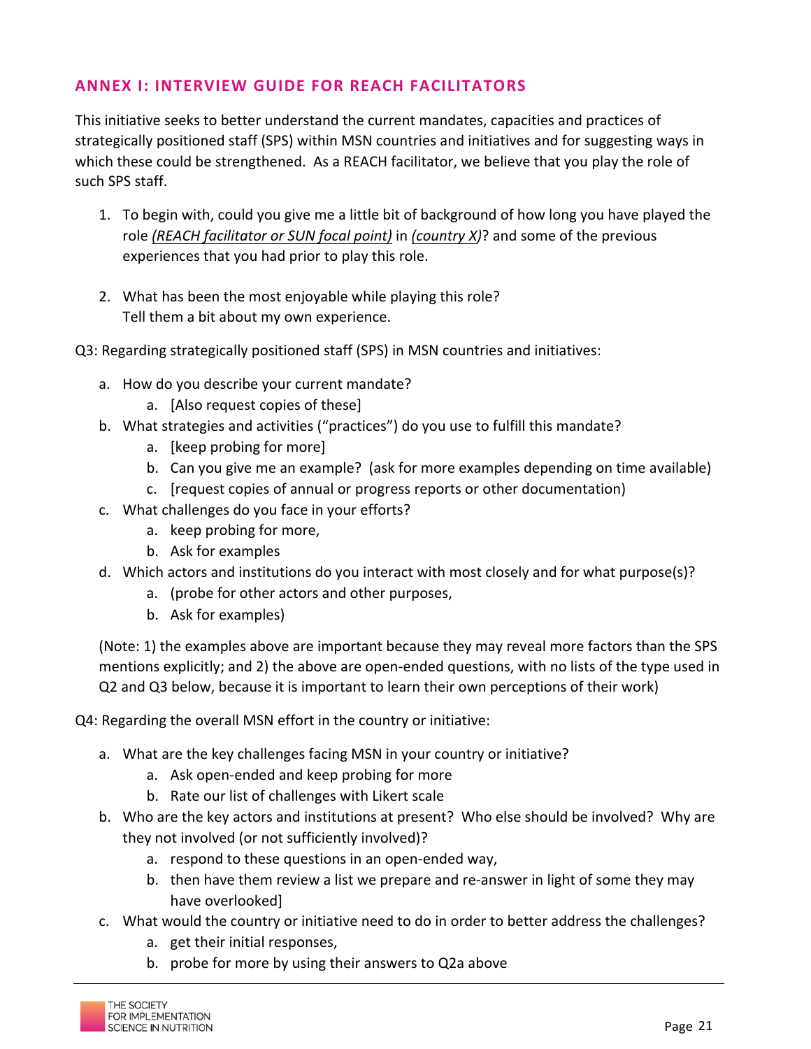## ANNEX I: INTERVIEW GUIDE FOR REACH FACILITATORS

This initiative seeks to better understand the current mandates, capacities and practices of strategically positioned staff (SPS) within MSN countries and initiatives and for suggesting ways in which these could be strengthened. As a REACH facilitator, we believe that you play the role of such SPS staff.

1. To begin with, could you give me a little bit of background of how long you have played the role *(REACH facilitator or SUN focal point)* in *(country X)*? and some of the previous experiences that you had prior to play this role.

2. What has been the most enjoyable while playing this role?
   Tell them a bit about my own experience.

Q3: Regarding strategically positioned staff (SPS) in MSN countries and initiatives:

a. How do you describe your current mandate?
   a. [Also request copies of these]
b. What strategies and activities ("practices") do you use to fulfill this mandate?
   a. [keep probing for more]
   b. Can you give me an example? (ask for more examples depending on time available)
   c. [request copies of annual or progress reports or other documentation)
c. What challenges do you face in your efforts?
   a. keep probing for more,
   b. Ask for examples
d. Which actors and institutions do you interact with most closely and for what purpose(s)?
   a. (probe for other actors and other purposes,
   b. Ask for examples)

(Note: 1) the examples above are important because they may reveal more factors than the SPS mentions explicitly; and 2) the above are open-ended questions, with no lists of the type used in Q2 and Q3 below, because it is important to learn their own perceptions of their work)

Q4: Regarding the overall MSN effort in the country or initiative:

a. What are the key challenges facing MSN in your country or initiative?
   a. Ask open-ended and keep probing for more
   b. Rate our list of challenges with Likert scale
b. Who are the key actors and institutions at present? Who else should be involved? Why are they not involved (or not sufficiently involved)?
   a. respond to these questions in an open-ended way,
   b. then have them review a list we prepare and re-answer in light of some they may have overlooked]
c. What would the country or initiative need to do in order to better address the challenges?
   a. get their initial responses,
   b. probe for more by using their answers to Q2a above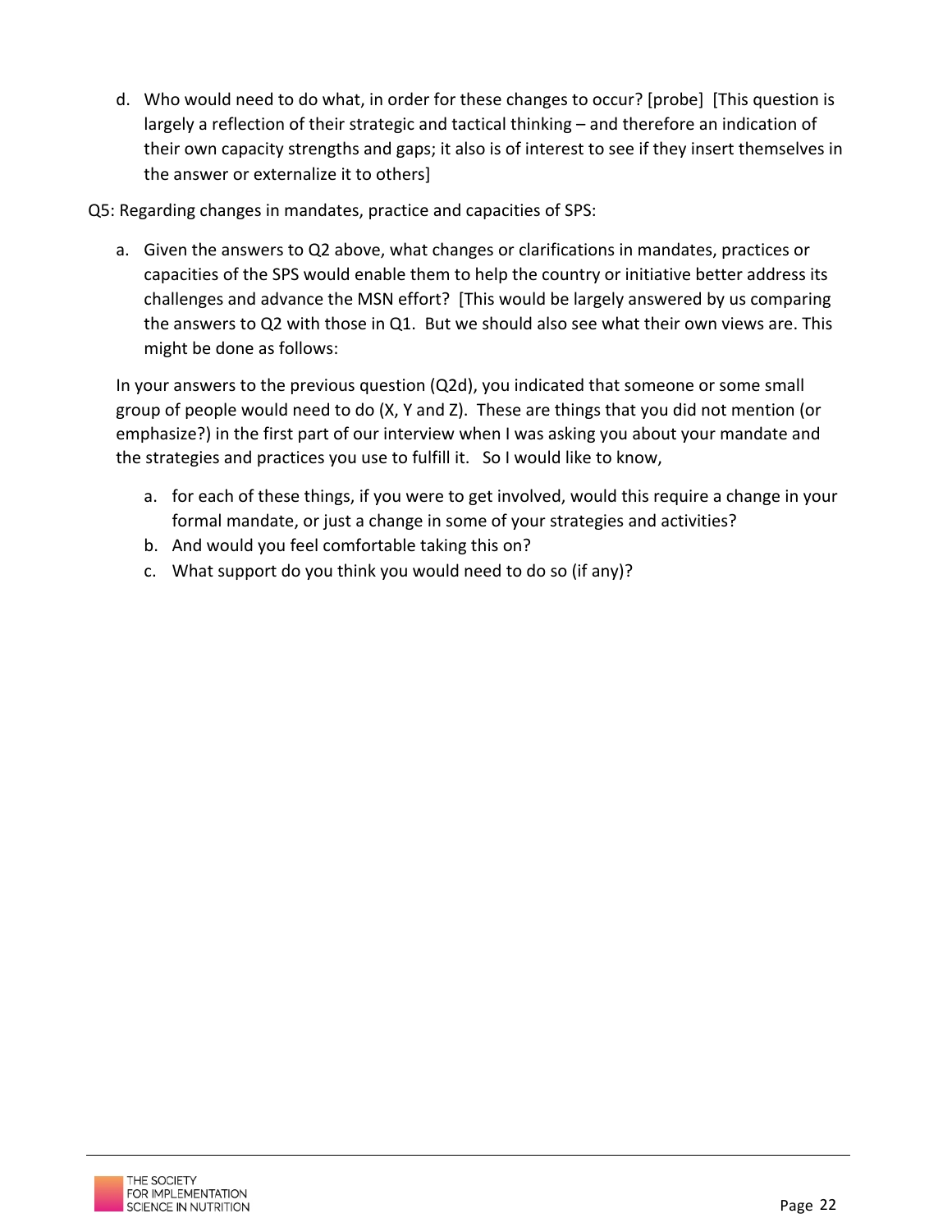d. Who would need to do what, in order for these changes to occur? [probe] [This question is largely a reflection of their strategic and tactical thinking – and therefore an indication of their own capacity strengths and gaps; it also is of interest to see if they insert themselves in the answer or externalize it to others]

Q5: Regarding changes in mandates, practice and capacities of SPS:

a. Given the answers to Q2 above, what changes or clarifications in mandates, practices or capacities of the SPS would enable them to help the country or initiative better address its challenges and advance the MSN effort? [This would be largely answered by us comparing the answers to Q2 with those in Q1. But we should also see what their own views are. This might be done as follows:

In your answers to the previous question (Q2d), you indicated that someone or some small group of people would need to do (X, Y and Z). These are things that you did not mention (or emphasize?) in the first part of our interview when I was asking you about your mandate and the strategies and practices you use to fulfill it. So I would like to know,

a. for each of these things, if you were to get involved, would this require a change in your formal mandate, or just a change in some of your strategies and activities?
b. And would you feel comfortable taking this on?
c. What support do you think you would need to do so (if any)?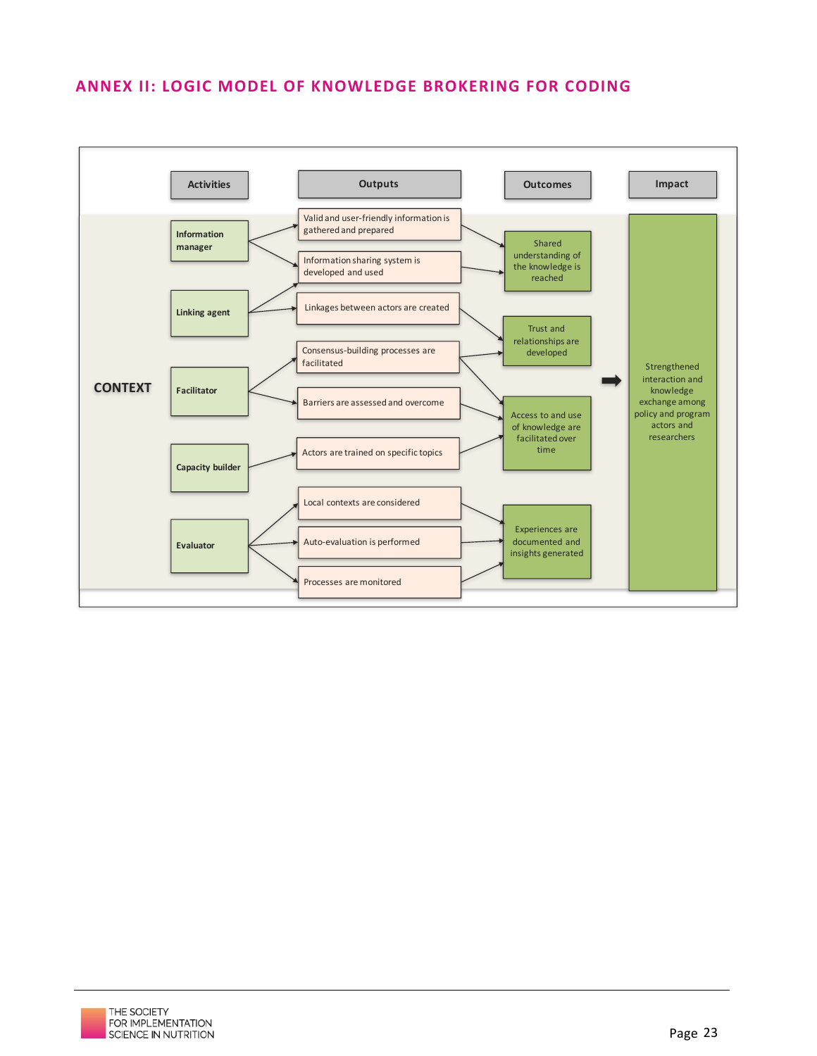## ANNEX II: LOGIC MODEL OF KNOWLEDGE BROKERING FOR CODING

**CONTEXT**

| Activities | Outputs | Outcomes | Impact |
|---|---|---|---|
| Information manager | Valid and user-friendly information is gathered and prepared | Shared understanding of the knowledge is reached | Strengthened interaction and knowledge exchange among policy and program actors and researchers |
| | Information sharing system is developed and used | | |
| Linking agent | Linkages between actors are created | Trust and relationships are developed | |
| Facilitator | Consensus-building processes are facilitated | | |
| | Barriers are assessed and overcome | Access to and use of knowledge are facilitated over time | |
| Capacity builder | Actors are trained on specific topics | | |
| Evaluator | Local contexts are considered | Experiences are documented and insights generated | |
| | Auto-evaluation is performed | | |
| | Processes are monitored | | |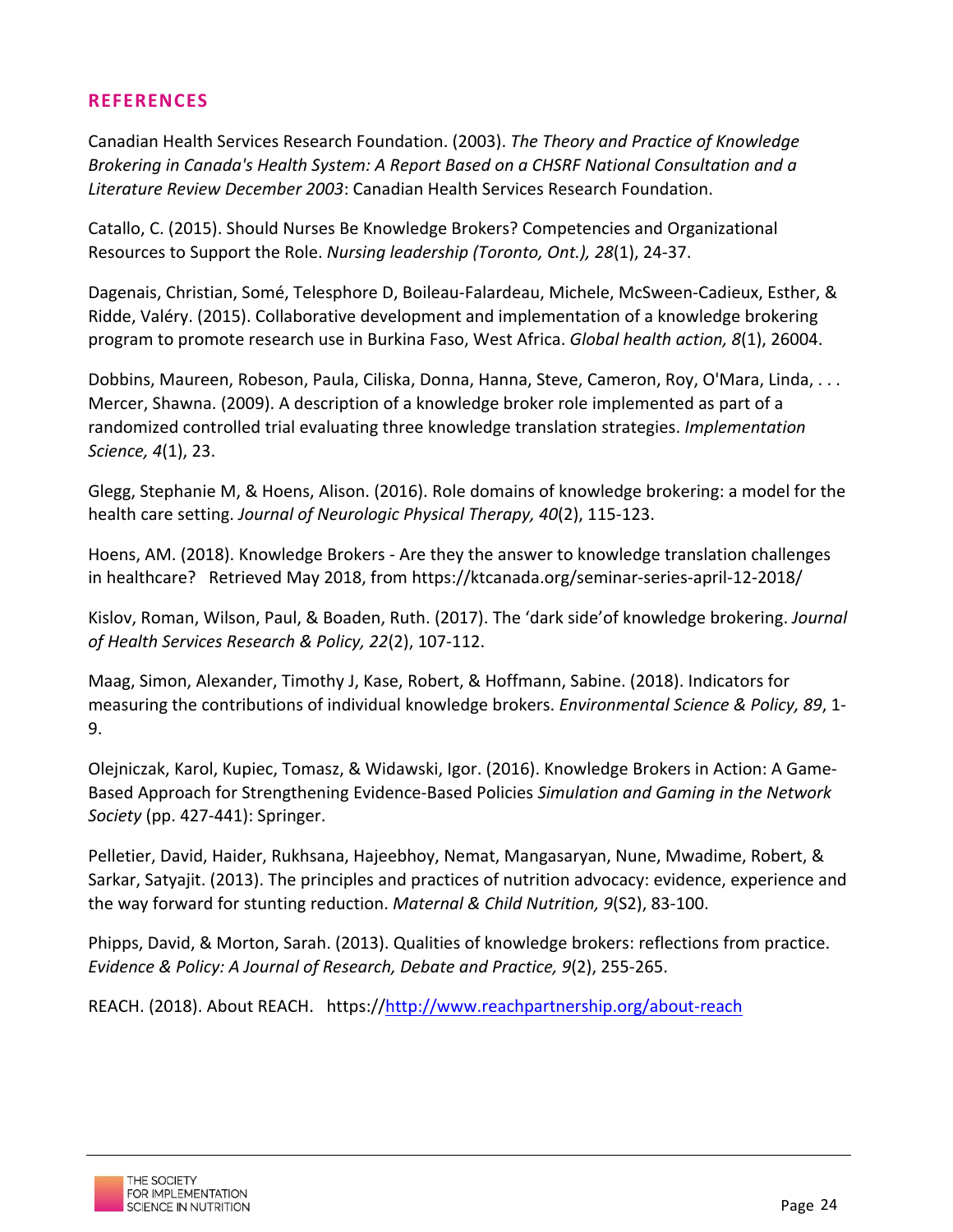## REFERENCES

Canadian Health Services Research Foundation. (2003). *The Theory and Practice of Knowledge Brokering in Canada's Health System: A Report Based on a CHSRF National Consultation and a Literature Review December 2003*: Canadian Health Services Research Foundation.

Catallo, C. (2015). Should Nurses Be Knowledge Brokers? Competencies and Organizational Resources to Support the Role. *Nursing leadership (Toronto, Ont.), 28*(1), 24-37.

Dagenais, Christian, Somé, Telesphore D, Boileau-Falardeau, Michele, McSween-Cadieux, Esther, & Ridde, Valéry. (2015). Collaborative development and implementation of a knowledge brokering program to promote research use in Burkina Faso, West Africa. *Global health action, 8*(1), 26004.

Dobbins, Maureen, Robeson, Paula, Ciliska, Donna, Hanna, Steve, Cameron, Roy, O'Mara, Linda, . . . Mercer, Shawna. (2009). A description of a knowledge broker role implemented as part of a randomized controlled trial evaluating three knowledge translation strategies. *Implementation Science, 4*(1), 23.

Glegg, Stephanie M, & Hoens, Alison. (2016). Role domains of knowledge brokering: a model for the health care setting. *Journal of Neurologic Physical Therapy, 40*(2), 115-123.

Hoens, AM. (2018). Knowledge Brokers - Are they the answer to knowledge translation challenges in healthcare? Retrieved May 2018, from https://ktcanada.org/seminar-series-april-12-2018/

Kislov, Roman, Wilson, Paul, & Boaden, Ruth. (2017). The 'dark side'of knowledge brokering. *Journal of Health Services Research & Policy, 22*(2), 107-112.

Maag, Simon, Alexander, Timothy J, Kase, Robert, & Hoffmann, Sabine. (2018). Indicators for measuring the contributions of individual knowledge brokers. *Environmental Science & Policy, 89*, 1-9.

Olejniczak, Karol, Kupiec, Tomasz, & Widawski, Igor. (2016). Knowledge Brokers in Action: A Game-Based Approach for Strengthening Evidence-Based Policies *Simulation and Gaming in the Network Society* (pp. 427-441): Springer.

Pelletier, David, Haider, Rukhsana, Hajeebhoy, Nemat, Mangasaryan, Nune, Mwadime, Robert, & Sarkar, Satyajit. (2013). The principles and practices of nutrition advocacy: evidence, experience and the way forward for stunting reduction. *Maternal & Child Nutrition, 9*(S2), 83-100.

Phipps, David, & Morton, Sarah. (2013). Qualities of knowledge brokers: reflections from practice. *Evidence & Policy: A Journal of Research, Debate and Practice, 9*(2), 255-265.

REACH. (2018). About REACH. https://http://www.reachpartnership.org/about-reach